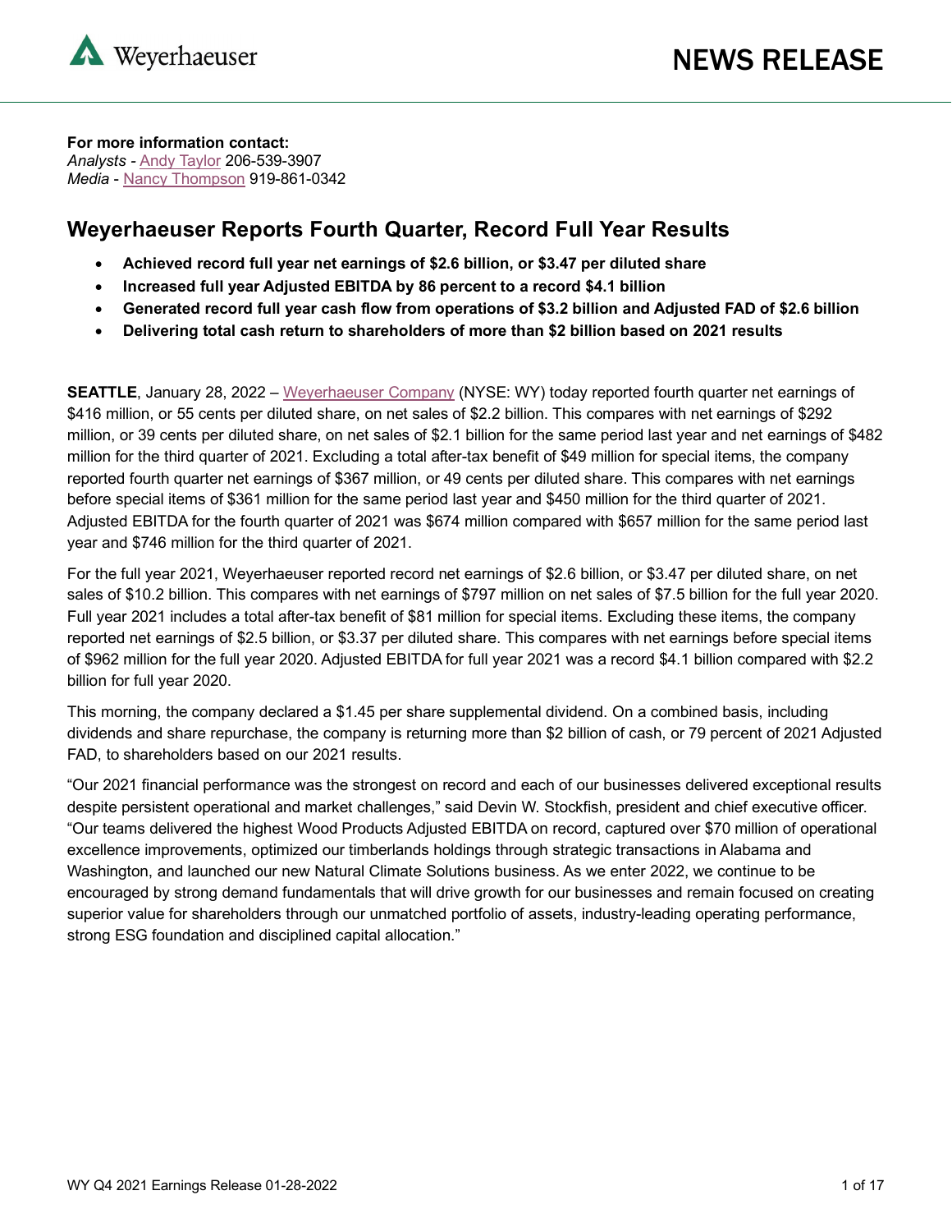Weyerhaeuser

# NEWS RELEASE

**For more information contact:**
*Analysts* - Andy Taylor 206-539-3907
*Media* - Nancy Thompson 919-861-0342

## Weyerhaeuser Reports Fourth Quarter, Record Full Year Results

- **Achieved record full year net earnings of $2.6 billion, or $3.47 per diluted share**
- **Increased full year Adjusted EBITDA by 86 percent to a record $4.1 billion**
- **Generated record full year cash flow from operations of $3.2 billion and Adjusted FAD of $2.6 billion**
- **Delivering total cash return to shareholders of more than $2 billion based on 2021 results**

**SEATTLE**, January 28, 2022 – Weyerhaeuser Company (NYSE: WY) today reported fourth quarter net earnings of $416 million, or 55 cents per diluted share, on net sales of $2.2 billion. This compares with net earnings of $292 million, or 39 cents per diluted share, on net sales of $2.1 billion for the same period last year and net earnings of $482 million for the third quarter of 2021. Excluding a total after-tax benefit of $49 million for special items, the company reported fourth quarter net earnings of $367 million, or 49 cents per diluted share. This compares with net earnings before special items of $361 million for the same period last year and $450 million for the third quarter of 2021. Adjusted EBITDA for the fourth quarter of 2021 was $674 million compared with $657 million for the same period last year and $746 million for the third quarter of 2021.

For the full year 2021, Weyerhaeuser reported record net earnings of $2.6 billion, or $3.47 per diluted share, on net sales of $10.2 billion. This compares with net earnings of $797 million on net sales of $7.5 billion for the full year 2020. Full year 2021 includes a total after-tax benefit of $81 million for special items. Excluding these items, the company reported net earnings of $2.5 billion, or $3.37 per diluted share. This compares with net earnings before special items of $962 million for the full year 2020. Adjusted EBITDA for full year 2021 was a record $4.1 billion compared with $2.2 billion for full year 2020.

This morning, the company declared a $1.45 per share supplemental dividend. On a combined basis, including dividends and share repurchase, the company is returning more than $2 billion of cash, or 79 percent of 2021 Adjusted FAD, to shareholders based on our 2021 results.

"Our 2021 financial performance was the strongest on record and each of our businesses delivered exceptional results despite persistent operational and market challenges," said Devin W. Stockfish, president and chief executive officer. "Our teams delivered the highest Wood Products Adjusted EBITDA on record, captured over $70 million of operational excellence improvements, optimized our timberlands holdings through strategic transactions in Alabama and Washington, and launched our new Natural Climate Solutions business. As we enter 2022, we continue to be encouraged by strong demand fundamentals that will drive growth for our businesses and remain focused on creating superior value for shareholders through our unmatched portfolio of assets, industry-leading operating performance, strong ESG foundation and disciplined capital allocation."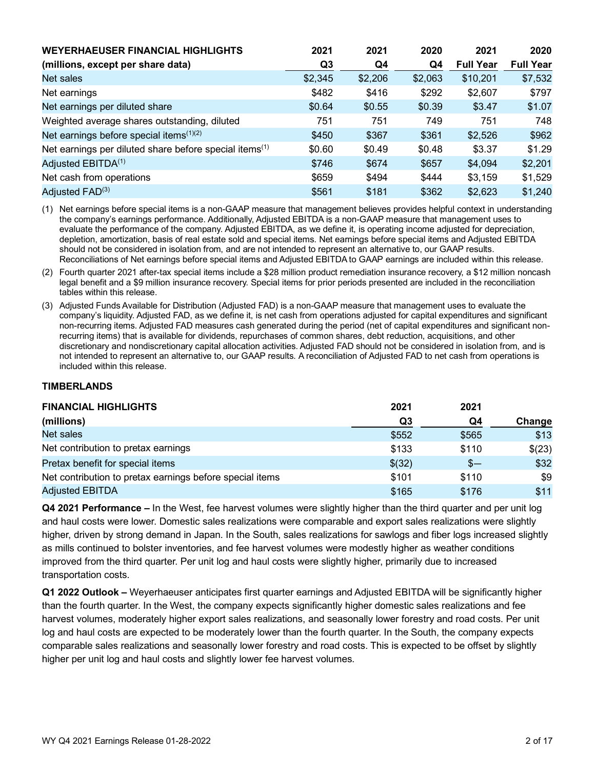| WEYERHAEUSER FINANCIAL HIGHLIGHTS (millions, except per share data) | 2021 Q3 | 2021 Q4 | 2020 Q4 | 2021 Full Year | 2020 Full Year |
|---|---|---|---|---|---|
| Net sales | $2,345 | $2,206 | $2,063 | $10,201 | $7,532 |
| Net earnings | $482 | $416 | $292 | $2,607 | $797 |
| Net earnings per diluted share | $0.64 | $0.55 | $0.39 | $3.47 | $1.07 |
| Weighted average shares outstanding, diluted | 751 | 751 | 749 | 751 | 748 |
| Net earnings before special items[(1)(2)] | $450 | $367 | $361 | $2,526 | $962 |
| Net earnings per diluted share before special items[(1)] | $0.60 | $0.49 | $0.48 | $3.37 | $1.29 |
| Adjusted EBITDA[(1)] | $746 | $674 | $657 | $4,094 | $2,201 |
| Net cash from operations | $659 | $494 | $444 | $3,159 | $1,529 |
| Adjusted FAD[(3)] | $561 | $181 | $362 | $2,623 | $1,240 |

(1) Net earnings before special items is a non-GAAP measure that management believes provides helpful context in understanding the company's earnings performance. Additionally, Adjusted EBITDA is a non-GAAP measure that management uses to evaluate the performance of the company. Adjusted EBITDA, as we define it, is operating income adjusted for depreciation, depletion, amortization, basis of real estate sold and special items. Net earnings before special items and Adjusted EBITDA should not be considered in isolation from, and are not intended to represent an alternative to, our GAAP results. Reconciliations of Net earnings before special items and Adjusted EBITDA to GAAP earnings are included within this release.

(2) Fourth quarter 2021 after-tax special items include a $28 million product remediation insurance recovery, a $12 million noncash legal benefit and a $9 million insurance recovery. Special items for prior periods presented are included in the reconciliation tables within this release.

(3) Adjusted Funds Available for Distribution (Adjusted FAD) is a non-GAAP measure that management uses to evaluate the company's liquidity. Adjusted FAD, as we define it, is net cash from operations adjusted for capital expenditures and significant non-recurring items. Adjusted FAD measures cash generated during the period (net of capital expenditures and significant non-recurring items) that is available for dividends, repurchases of common shares, debt reduction, acquisitions, and other discretionary and nondiscretionary capital allocation activities. Adjusted FAD should not be considered in isolation from, and is not intended to represent an alternative to, our GAAP results. A reconciliation of Adjusted FAD to net cash from operations is included within this release.

## TIMBERLANDS

| FINANCIAL HIGHLIGHTS (millions) | 2021 Q3 | 2021 Q4 | Change |
|---|---|---|---|
| Net sales | $552 | $565 | $13 |
| Net contribution to pretax earnings | $133 | $110 | $(23) |
| Pretax benefit for special items | $(32) | $— | $32 |
| Net contribution to pretax earnings before special items | $101 | $110 | $9 |
| Adjusted EBITDA | $165 | $176 | $11 |

**Q4 2021 Performance –** In the West, fee harvest volumes were slightly higher than the third quarter and per unit log and haul costs were lower. Domestic sales realizations were comparable and export sales realizations were slightly higher, driven by strong demand in Japan. In the South, sales realizations for sawlogs and fiber logs increased slightly as mills continued to bolster inventories, and fee harvest volumes were modestly higher as weather conditions improved from the third quarter. Per unit log and haul costs were slightly higher, primarily due to increased transportation costs.

**Q1 2022 Outlook –** Weyerhaeuser anticipates first quarter earnings and Adjusted EBITDA will be significantly higher than the fourth quarter. In the West, the company expects significantly higher domestic sales realizations and fee harvest volumes, moderately higher export sales realizations, and seasonally lower forestry and road costs. Per unit log and haul costs are expected to be moderately lower than the fourth quarter. In the South, the company expects comparable sales realizations and seasonally lower forestry and road costs. This is expected to be offset by slightly higher per unit log and haul costs and slightly lower fee harvest volumes.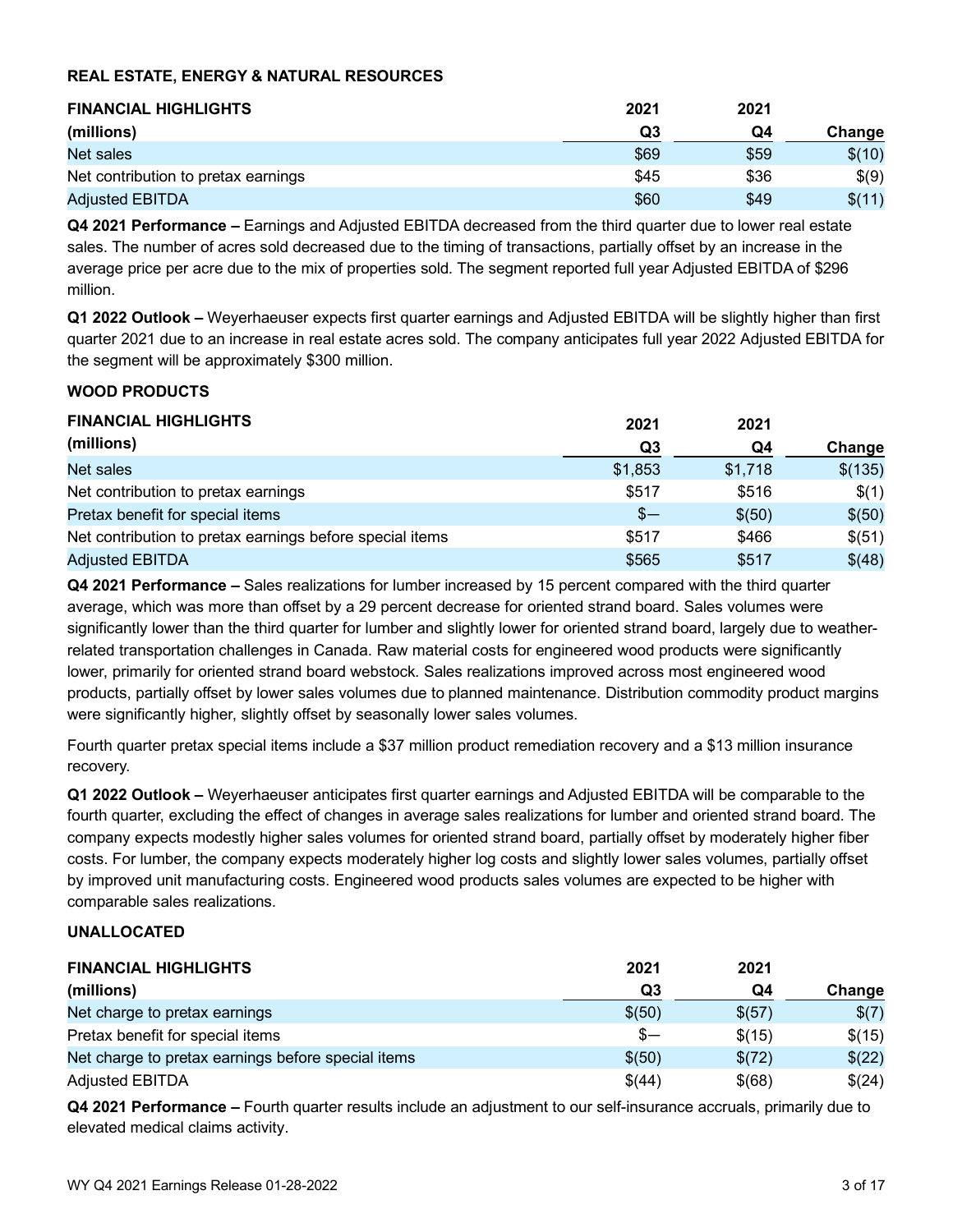### REAL ESTATE, ENERGY & NATURAL RESOURCES

| FINANCIAL HIGHLIGHTS (millions) | 2021 Q3 | 2021 Q4 | Change |
|---|---|---|---|
| Net sales | $69 | $59 | $(10) |
| Net contribution to pretax earnings | $45 | $36 | $(9) |
| Adjusted EBITDA | $60 | $49 | $(11) |

**Q4 2021 Performance –** Earnings and Adjusted EBITDA decreased from the third quarter due to lower real estate sales. The number of acres sold decreased due to the timing of transactions, partially offset by an increase in the average price per acre due to the mix of properties sold. The segment reported full year Adjusted EBITDA of $296 million.

**Q1 2022 Outlook –** Weyerhaeuser expects first quarter earnings and Adjusted EBITDA will be slightly higher than first quarter 2021 due to an increase in real estate acres sold. The company anticipates full year 2022 Adjusted EBITDA for the segment will be approximately $300 million.

### WOOD PRODUCTS

| FINANCIAL HIGHLIGHTS (millions) | 2021 Q3 | 2021 Q4 | Change |
|---|---|---|---|
| Net sales | $1,853 | $1,718 | $(135) |
| Net contribution to pretax earnings | $517 | $516 | $(1) |
| Pretax benefit for special items | $— | $(50) | $(50) |
| Net contribution to pretax earnings before special items | $517 | $466 | $(51) |
| Adjusted EBITDA | $565 | $517 | $(48) |

**Q4 2021 Performance –** Sales realizations for lumber increased by 15 percent compared with the third quarter average, which was more than offset by a 29 percent decrease for oriented strand board. Sales volumes were significantly lower than the third quarter for lumber and slightly lower for oriented strand board, largely due to weather-related transportation challenges in Canada. Raw material costs for engineered wood products were significantly lower, primarily for oriented strand board webstock. Sales realizations improved across most engineered wood products, partially offset by lower sales volumes due to planned maintenance. Distribution commodity product margins were significantly higher, slightly offset by seasonally lower sales volumes.

Fourth quarter pretax special items include a $37 million product remediation recovery and a $13 million insurance recovery.

**Q1 2022 Outlook –** Weyerhaeuser anticipates first quarter earnings and Adjusted EBITDA will be comparable to the fourth quarter, excluding the effect of changes in average sales realizations for lumber and oriented strand board. The company expects modestly higher sales volumes for oriented strand board, partially offset by moderately higher fiber costs. For lumber, the company expects moderately higher log costs and slightly lower sales volumes, partially offset by improved unit manufacturing costs. Engineered wood products sales volumes are expected to be higher with comparable sales realizations.

### UNALLOCATED

| FINANCIAL HIGHLIGHTS (millions) | 2021 Q3 | 2021 Q4 | Change |
|---|---|---|---|
| Net charge to pretax earnings | $(50) | $(57) | $(7) |
| Pretax benefit for special items | $— | $(15) | $(15) |
| Net charge to pretax earnings before special items | $(50) | $(72) | $(22) |
| Adjusted EBITDA | $(44) | $(68) | $(24) |

**Q4 2021 Performance –** Fourth quarter results include an adjustment to our self-insurance accruals, primarily due to elevated medical claims activity.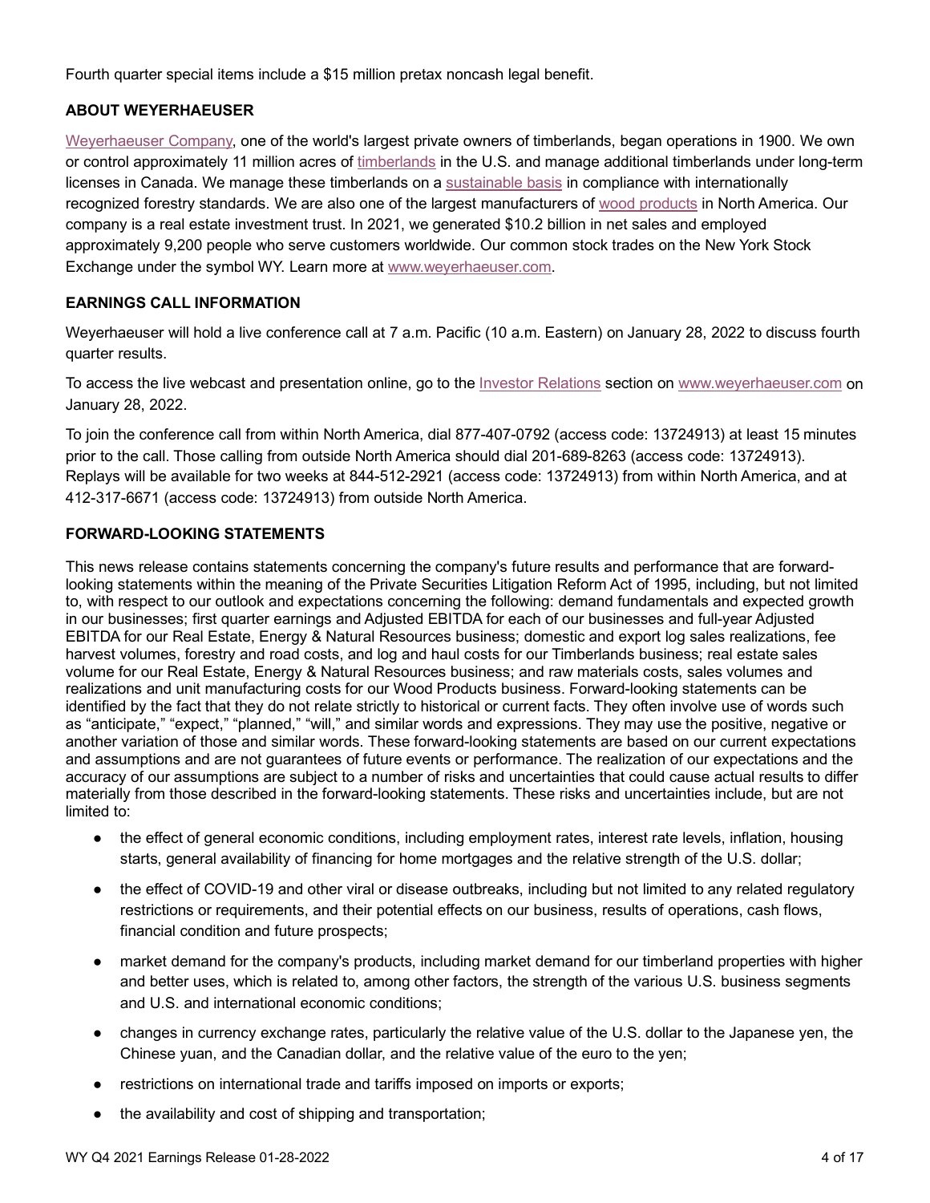Fourth quarter special items include a $15 million pretax noncash legal benefit.

### ABOUT WEYERHAEUSER

Weyerhaeuser Company, one of the world's largest private owners of timberlands, began operations in 1900. We own or control approximately 11 million acres of timberlands in the U.S. and manage additional timberlands under long-term licenses in Canada. We manage these timberlands on a sustainable basis in compliance with internationally recognized forestry standards. We are also one of the largest manufacturers of wood products in North America. Our company is a real estate investment trust. In 2021, we generated $10.2 billion in net sales and employed approximately 9,200 people who serve customers worldwide. Our common stock trades on the New York Stock Exchange under the symbol WY. Learn more at www.weyerhaeuser.com.

### EARNINGS CALL INFORMATION

Weyerhaeuser will hold a live conference call at 7 a.m. Pacific (10 a.m. Eastern) on January 28, 2022 to discuss fourth quarter results.

To access the live webcast and presentation online, go to the Investor Relations section on www.weyerhaeuser.com on January 28, 2022.

To join the conference call from within North America, dial 877-407-0792 (access code: 13724913) at least 15 minutes prior to the call. Those calling from outside North America should dial 201-689-8263 (access code: 13724913). Replays will be available for two weeks at 844-512-2921 (access code: 13724913) from within North America, and at 412-317-6671 (access code: 13724913) from outside North America.

### FORWARD-LOOKING STATEMENTS

This news release contains statements concerning the company's future results and performance that are forward-looking statements within the meaning of the Private Securities Litigation Reform Act of 1995, including, but not limited to, with respect to our outlook and expectations concerning the following: demand fundamentals and expected growth in our businesses; first quarter earnings and Adjusted EBITDA for each of our businesses and full-year Adjusted EBITDA for our Real Estate, Energy & Natural Resources business; domestic and export log sales realizations, fee harvest volumes, forestry and road costs, and log and haul costs for our Timberlands business; real estate sales volume for our Real Estate, Energy & Natural Resources business; and raw materials costs, sales volumes and realizations and unit manufacturing costs for our Wood Products business. Forward-looking statements can be identified by the fact that they do not relate strictly to historical or current facts. They often involve use of words such as "anticipate," "expect," "planned," "will," and similar words and expressions. They may use the positive, negative or another variation of those and similar words. These forward-looking statements are based on our current expectations and assumptions and are not guarantees of future events or performance. The realization of our expectations and the accuracy of our assumptions are subject to a number of risks and uncertainties that could cause actual results to differ materially from those described in the forward-looking statements. These risks and uncertainties include, but are not limited to:

- the effect of general economic conditions, including employment rates, interest rate levels, inflation, housing starts, general availability of financing for home mortgages and the relative strength of the U.S. dollar;
- the effect of COVID-19 and other viral or disease outbreaks, including but not limited to any related regulatory restrictions or requirements, and their potential effects on our business, results of operations, cash flows, financial condition and future prospects;
- market demand for the company's products, including market demand for our timberland properties with higher and better uses, which is related to, among other factors, the strength of the various U.S. business segments and U.S. and international economic conditions;
- changes in currency exchange rates, particularly the relative value of the U.S. dollar to the Japanese yen, the Chinese yuan, and the Canadian dollar, and the relative value of the euro to the yen;
- restrictions on international trade and tariffs imposed on imports or exports;
- the availability and cost of shipping and transportation;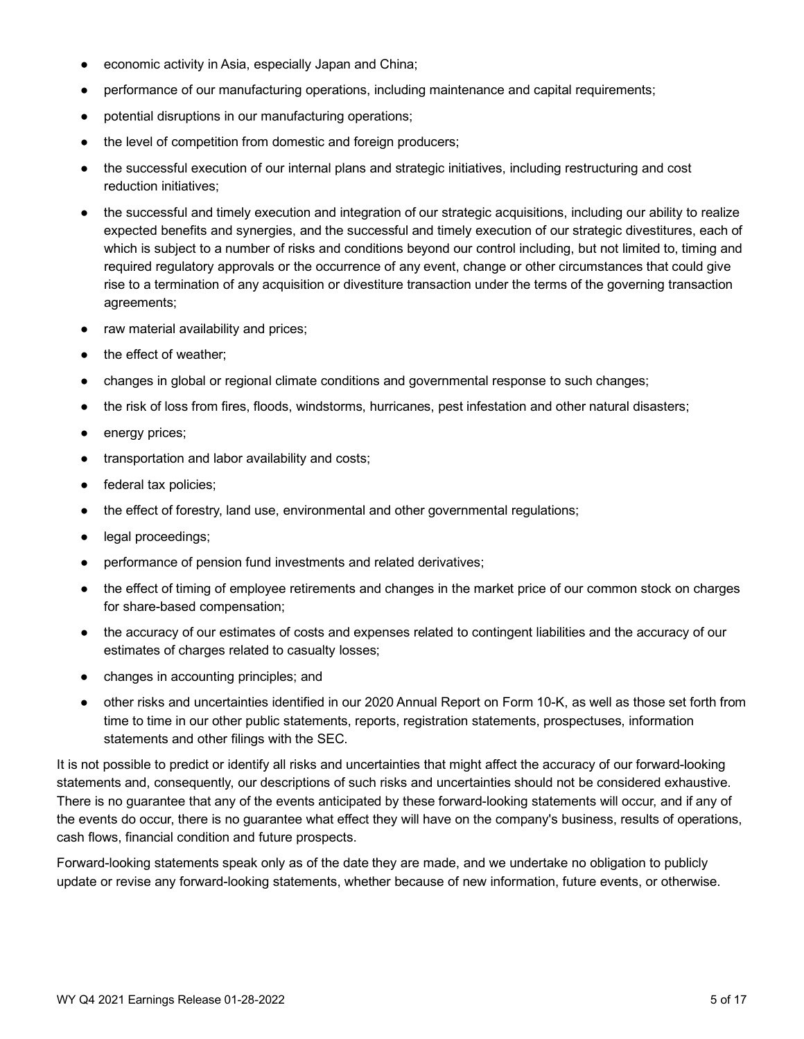- economic activity in Asia, especially Japan and China;
- performance of our manufacturing operations, including maintenance and capital requirements;
- potential disruptions in our manufacturing operations;
- the level of competition from domestic and foreign producers;
- the successful execution of our internal plans and strategic initiatives, including restructuring and cost reduction initiatives;
- the successful and timely execution and integration of our strategic acquisitions, including our ability to realize expected benefits and synergies, and the successful and timely execution of our strategic divestitures, each of which is subject to a number of risks and conditions beyond our control including, but not limited to, timing and required regulatory approvals or the occurrence of any event, change or other circumstances that could give rise to a termination of any acquisition or divestiture transaction under the terms of the governing transaction agreements;
- raw material availability and prices;
- the effect of weather;
- changes in global or regional climate conditions and governmental response to such changes;
- the risk of loss from fires, floods, windstorms, hurricanes, pest infestation and other natural disasters;
- energy prices;
- transportation and labor availability and costs;
- federal tax policies;
- the effect of forestry, land use, environmental and other governmental regulations;
- legal proceedings;
- performance of pension fund investments and related derivatives;
- the effect of timing of employee retirements and changes in the market price of our common stock on charges for share-based compensation;
- the accuracy of our estimates of costs and expenses related to contingent liabilities and the accuracy of our estimates of charges related to casualty losses;
- changes in accounting principles; and
- other risks and uncertainties identified in our 2020 Annual Report on Form 10-K, as well as those set forth from time to time in our other public statements, reports, registration statements, prospectuses, information statements and other filings with the SEC.

It is not possible to predict or identify all risks and uncertainties that might affect the accuracy of our forward-looking statements and, consequently, our descriptions of such risks and uncertainties should not be considered exhaustive. There is no guarantee that any of the events anticipated by these forward-looking statements will occur, and if any of the events do occur, there is no guarantee what effect they will have on the company's business, results of operations, cash flows, financial condition and future prospects.

Forward-looking statements speak only as of the date they are made, and we undertake no obligation to publicly update or revise any forward-looking statements, whether because of new information, future events, or otherwise.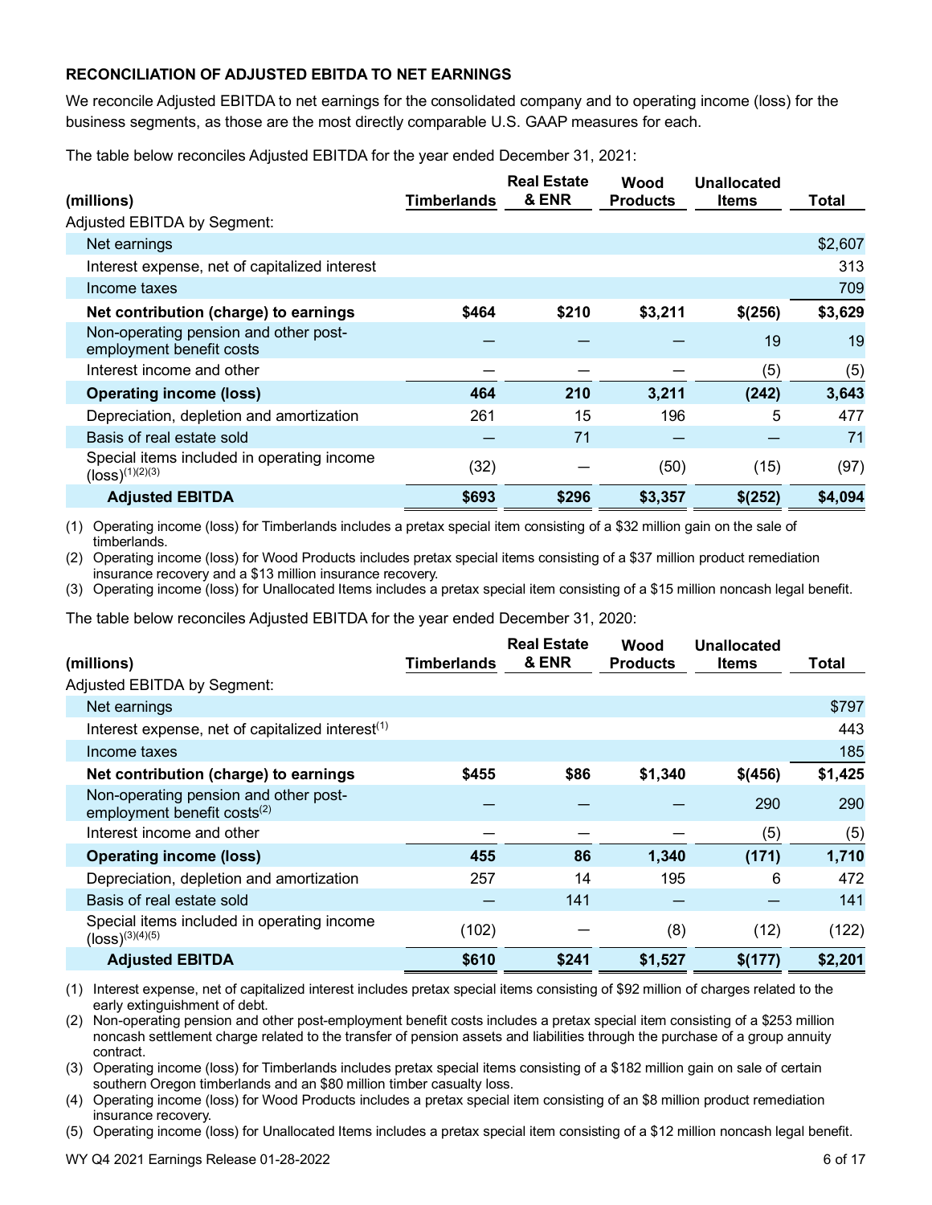**RECONCILIATION OF ADJUSTED EBITDA TO NET EARNINGS**

We reconcile Adjusted EBITDA to net earnings for the consolidated company and to operating income (loss) for the business segments, as those are the most directly comparable U.S. GAAP measures for each.

The table below reconciles Adjusted EBITDA for the year ended December 31, 2021:

| (millions) | Timberlands | Real Estate & ENR | Wood Products | Unallocated Items | Total |
|---|---|---|---|---|---|
| Adjusted EBITDA by Segment: | | | | | |
| Net earnings | | | | | $2,607 |
| Interest expense, net of capitalized interest | | | | | 313 |
| Income taxes | | | | | 709 |
| **Net contribution (charge) to earnings** | **$464** | **$210** | **$3,211** | **$(256)** | **$3,629** |
| Non-operating pension and other post-employment benefit costs | — | — | — | 19 | 19 |
| Interest income and other | — | — | — | (5) | (5) |
| **Operating income (loss)** | **464** | **210** | **3,211** | **(242)** | **3,643** |
| Depreciation, depletion and amortization | 261 | 15 | 196 | 5 | 477 |
| Basis of real estate sold | — | 71 | — | — | 71 |
| Special items included in operating income (loss)(1)(2)(3) | (32) | — | (50) | (15) | (97) |
| **Adjusted EBITDA** | **$693** | **$296** | **$3,357** | **$(252)** | **$4,094** |

(1) Operating income (loss) for Timberlands includes a pretax special item consisting of a $32 million gain on the sale of timberlands.

(2) Operating income (loss) for Wood Products includes pretax special items consisting of a $37 million product remediation insurance recovery and a $13 million insurance recovery.

(3) Operating income (loss) for Unallocated Items includes a pretax special item consisting of a $15 million noncash legal benefit.

The table below reconciles Adjusted EBITDA for the year ended December 31, 2020:

| (millions) | Timberlands | Real Estate & ENR | Wood Products | Unallocated Items | Total |
|---|---|---|---|---|---|
| Adjusted EBITDA by Segment: | | | | | |
| Net earnings | | | | | $797 |
| Interest expense, net of capitalized interest(1) | | | | | 443 |
| Income taxes | | | | | 185 |
| **Net contribution (charge) to earnings** | **$455** | **$86** | **$1,340** | **$(456)** | **$1,425** |
| Non-operating pension and other post-employment benefit costs(2) | — | — | — | 290 | 290 |
| Interest income and other | — | — | — | (5) | (5) |
| **Operating income (loss)** | **455** | **86** | **1,340** | **(171)** | **1,710** |
| Depreciation, depletion and amortization | 257 | 14 | 195 | 6 | 472 |
| Basis of real estate sold | — | 141 | — | — | 141 |
| Special items included in operating income (loss)(3)(4)(5) | (102) | — | (8) | (12) | (122) |
| **Adjusted EBITDA** | **$610** | **$241** | **$1,527** | **$(177)** | **$2,201** |

(1) Interest expense, net of capitalized interest includes pretax special items consisting of $92 million of charges related to the early extinguishment of debt.

(2) Non-operating pension and other post-employment benefit costs includes a pretax special item consisting of a $253 million noncash settlement charge related to the transfer of pension assets and liabilities through the purchase of a group annuity contract.

(3) Operating income (loss) for Timberlands includes pretax special items consisting of a $182 million gain on sale of certain southern Oregon timberlands and an $80 million timber casualty loss.

(4) Operating income (loss) for Wood Products includes a pretax special item consisting of an $8 million product remediation insurance recovery.

(5) Operating income (loss) for Unallocated Items includes a pretax special item consisting of a $12 million noncash legal benefit.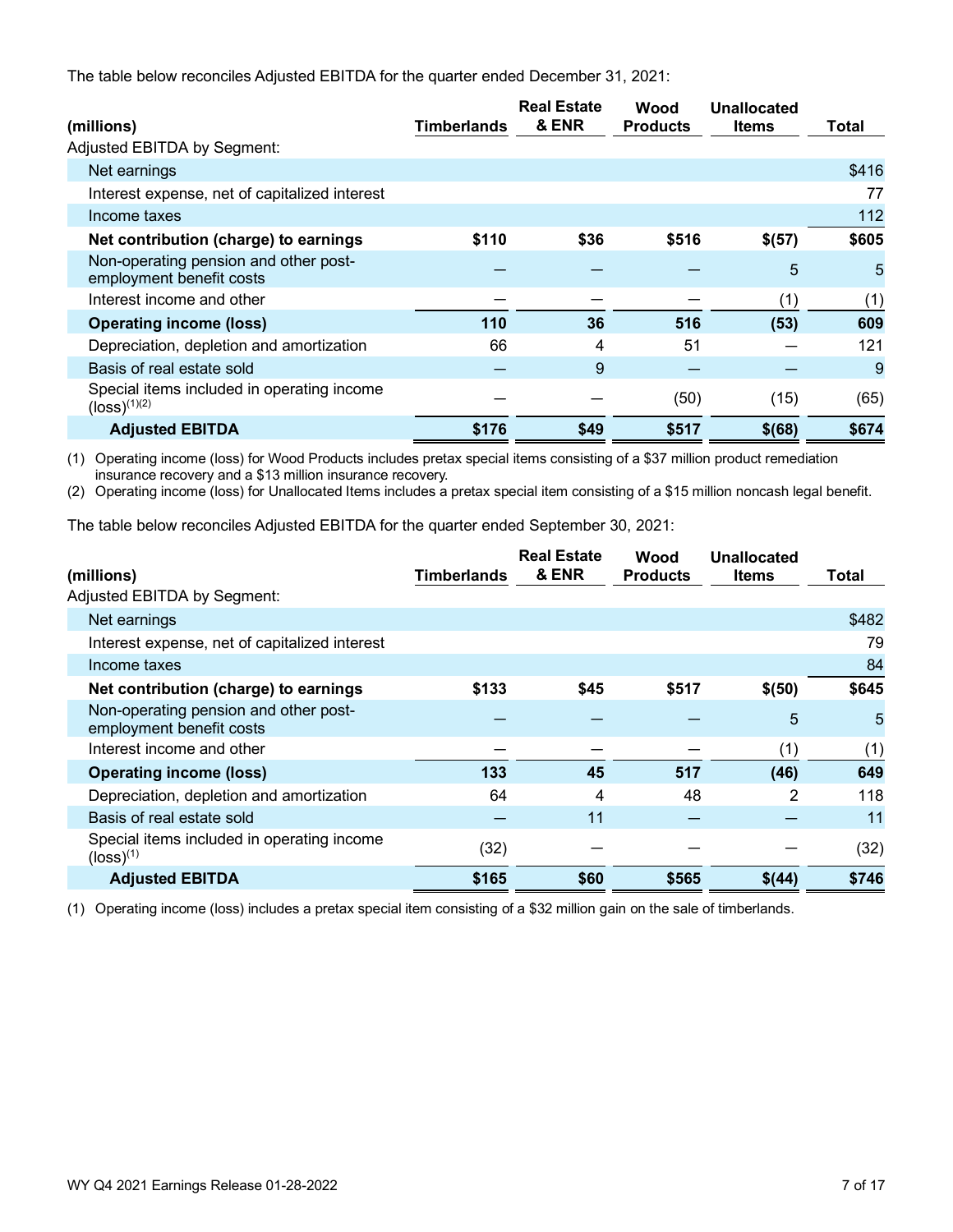The table below reconciles Adjusted EBITDA for the quarter ended December 31, 2021:

| (millions) | Timberlands | Real Estate & ENR | Wood Products | Unallocated Items | Total |
|---|---|---|---|---|---|
| Adjusted EBITDA by Segment: | | | | | |
| Net earnings | | | | | $416 |
| Interest expense, net of capitalized interest | | | | | 77 |
| Income taxes | | | | | 112 |
| **Net contribution (charge) to earnings** | **$110** | **$36** | **$516** | **$(57)** | **$605** |
| Non-operating pension and other post-employment benefit costs | — | — | — | 5 | 5 |
| Interest income and other | — | — | — | (1) | (1) |
| **Operating income (loss)** | **110** | **36** | **516** | **(53)** | **609** |
| Depreciation, depletion and amortization | 66 | 4 | 51 | — | 121 |
| Basis of real estate sold | — | 9 | — | — | 9 |
| Special items included in operating income (loss)(1)(2) | — | — | (50) | (15) | (65) |
| **Adjusted EBITDA** | **$176** | **$49** | **$517** | **$(68)** | **$674** |

(1) Operating income (loss) for Wood Products includes pretax special items consisting of a $37 million product remediation insurance recovery and a $13 million insurance recovery.
(2) Operating income (loss) for Unallocated Items includes a pretax special item consisting of a $15 million noncash legal benefit.

The table below reconciles Adjusted EBITDA for the quarter ended September 30, 2021:

| (millions) | Timberlands | Real Estate & ENR | Wood Products | Unallocated Items | Total |
|---|---|---|---|---|---|
| Adjusted EBITDA by Segment: | | | | | |
| Net earnings | | | | | $482 |
| Interest expense, net of capitalized interest | | | | | 79 |
| Income taxes | | | | | 84 |
| **Net contribution (charge) to earnings** | **$133** | **$45** | **$517** | **$(50)** | **$645** |
| Non-operating pension and other post-employment benefit costs | — | — | — | 5 | 5 |
| Interest income and other | — | — | — | (1) | (1) |
| **Operating income (loss)** | **133** | **45** | **517** | **(46)** | **649** |
| Depreciation, depletion and amortization | 64 | 4 | 48 | 2 | 118 |
| Basis of real estate sold | — | 11 | — | — | 11 |
| Special items included in operating income (loss)(1) | (32) | — | — | — | (32) |
| **Adjusted EBITDA** | **$165** | **$60** | **$565** | **$(44)** | **$746** |

(1) Operating income (loss) includes a pretax special item consisting of a $32 million gain on the sale of timberlands.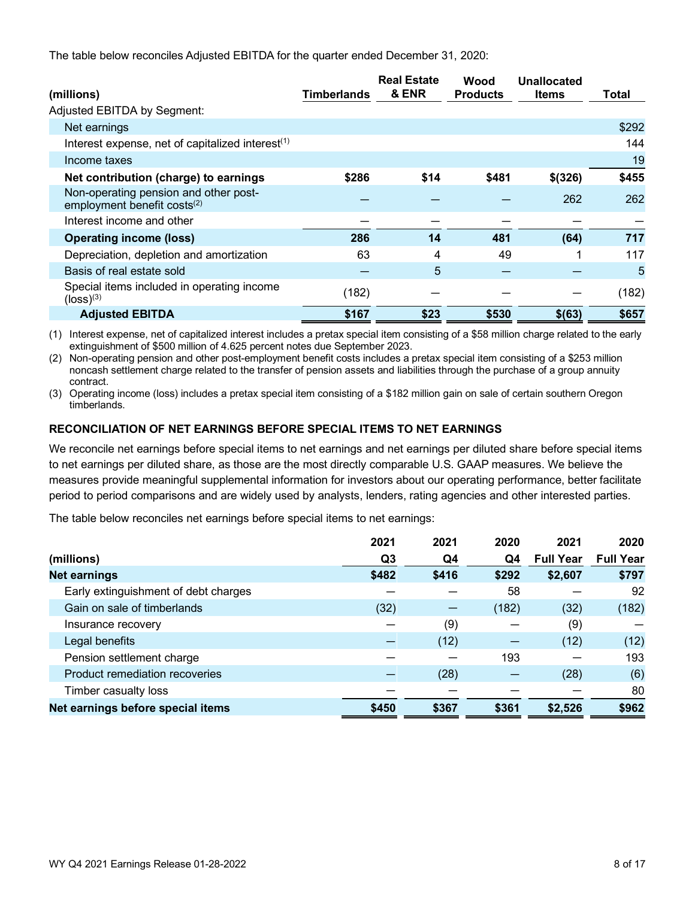The table below reconciles Adjusted EBITDA for the quarter ended December 31, 2020:

| (millions) | Timberlands | Real Estate & ENR | Wood Products | Unallocated Items | Total |
|---|---|---|---|---|---|
| Adjusted EBITDA by Segment: | | | | | |
| Net earnings | | | | | $292 |
| Interest expense, net of capitalized interest[(1)] | | | | | 144 |
| Income taxes | | | | | 19 |
| **Net contribution (charge) to earnings** | **$286** | **$14** | **$481** | **$(326)** | **$455** |
| Non-operating pension and other post-employment benefit costs[(2)] | — | — | — | 262 | 262 |
| Interest income and other | — | — | — | — | — |
| **Operating income (loss)** | **286** | **14** | **481** | **(64)** | **717** |
| Depreciation, depletion and amortization | 63 | 4 | 49 | 1 | 117 |
| Basis of real estate sold | — | 5 | — | — | 5 |
| Special items included in operating income (loss)[(3)] | (182) | — | — | — | (182) |
| **Adjusted EBITDA** | **$167** | **$23** | **$530** | **$(63)** | **$657** |

(1) Interest expense, net of capitalized interest includes a pretax special item consisting of a $58 million charge related to the early extinguishment of $500 million of 4.625 percent notes due September 2023.

(2) Non-operating pension and other post-employment benefit costs includes a pretax special item consisting of a $253 million noncash settlement charge related to the transfer of pension assets and liabilities through the purchase of a group annuity contract.

(3) Operating income (loss) includes a pretax special item consisting of a $182 million gain on sale of certain southern Oregon timberlands.

### RECONCILIATION OF NET EARNINGS BEFORE SPECIAL ITEMS TO NET EARNINGS

We reconcile net earnings before special items to net earnings and net earnings per diluted share before special items to net earnings per diluted share, as those are the most directly comparable U.S. GAAP measures. We believe the measures provide meaningful supplemental information for investors about our operating performance, better facilitate period to period comparisons and are widely used by analysts, lenders, rating agencies and other interested parties.

The table below reconciles net earnings before special items to net earnings:

| (millions) | 2021 Q3 | 2021 Q4 | 2020 Q4 | 2021 Full Year | 2020 Full Year |
|---|---|---|---|---|---|
| **Net earnings** | **$482** | **$416** | **$292** | **$2,607** | **$797** |
| Early extinguishment of debt charges | — | — | 58 | — | 92 |
| Gain on sale of timberlands | (32) | — | (182) | (32) | (182) |
| Insurance recovery | — | (9) | — | (9) | — |
| Legal benefits | — | (12) | — | (12) | (12) |
| Pension settlement charge | — | — | 193 | — | 193 |
| Product remediation recoveries | — | (28) | — | (28) | (6) |
| Timber casualty loss | — | — | — | — | 80 |
| **Net earnings before special items** | **$450** | **$367** | **$361** | **$2,526** | **$962** |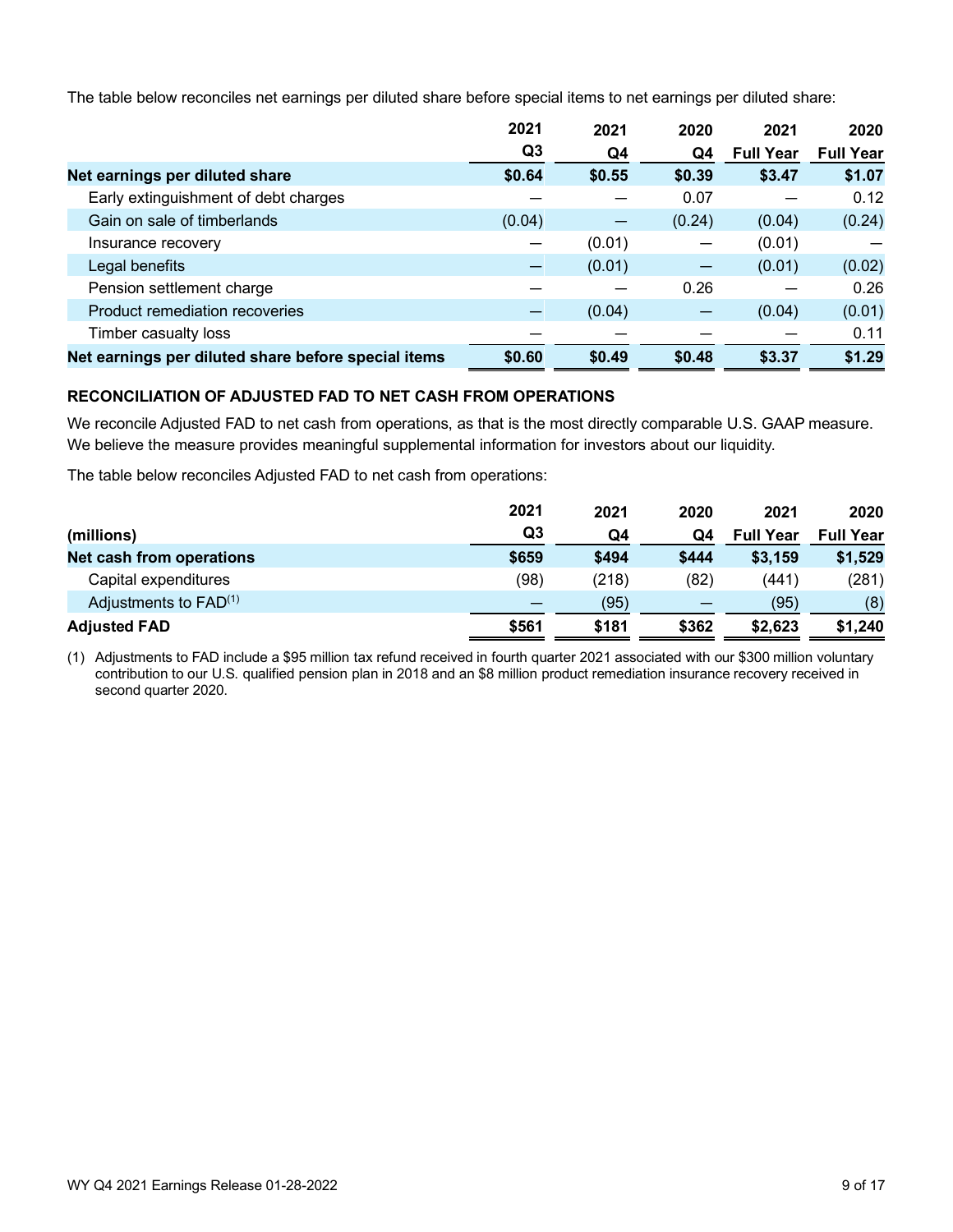The table below reconciles net earnings per diluted share before special items to net earnings per diluted share:

| | 2021 Q3 | 2021 Q4 | 2020 Q4 | 2021 Full Year | 2020 Full Year |
|---|---|---|---|---|---|
| **Net earnings per diluted share** | **$0.64** | **$0.55** | **$0.39** | **$3.47** | **$1.07** |
| Early extinguishment of debt charges | — | — | 0.07 | — | 0.12 |
| Gain on sale of timberlands | (0.04) | — | (0.24) | (0.04) | (0.24) |
| Insurance recovery | — | (0.01) | — | (0.01) | — |
| Legal benefits | — | (0.01) | — | (0.01) | (0.02) |
| Pension settlement charge | — | — | 0.26 | — | 0.26 |
| Product remediation recoveries | — | (0.04) | — | (0.04) | (0.01) |
| Timber casualty loss | — | — | — | — | 0.11 |
| **Net earnings per diluted share before special items** | **$0.60** | **$0.49** | **$0.48** | **$3.37** | **$1.29** |

**RECONCILIATION OF ADJUSTED FAD TO NET CASH FROM OPERATIONS**

We reconcile Adjusted FAD to net cash from operations, as that is the most directly comparable U.S. GAAP measure. We believe the measure provides meaningful supplemental information for investors about our liquidity.

The table below reconciles Adjusted FAD to net cash from operations:

| (millions) | 2021 Q3 | 2021 Q4 | 2020 Q4 | 2021 Full Year | 2020 Full Year |
|---|---|---|---|---|---|
| **Net cash from operations** | **$659** | **$494** | **$444** | **$3,159** | **$1,529** |
| Capital expenditures | (98) | (218) | (82) | (441) | (281) |
| Adjustments to FAD[(1)] | — | (95) | — | (95) | (8) |
| **Adjusted FAD** | **$561** | **$181** | **$362** | **$2,623** | **$1,240** |

(1) Adjustments to FAD include a $95 million tax refund received in fourth quarter 2021 associated with our $300 million voluntary contribution to our U.S. qualified pension plan in 2018 and an $8 million product remediation insurance recovery received in second quarter 2020.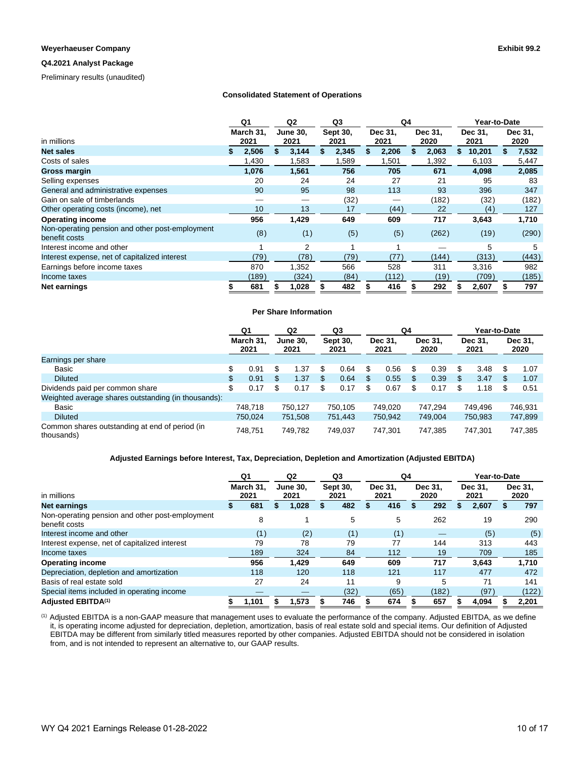**Weyerhaeuser Company** **Exhibit 99.2**

**Q4.2021 Analyst Package**

Preliminary results (unaudited)

### Consolidated Statement of Operations

| | Q1 | Q2 | Q3 | Q4 | | Year-to-Date | |
|---|---|---|---|---|---|---|---|
| in millions | March 31, 2021 | June 30, 2021 | Sept 30, 2021 | Dec 31, 2021 | Dec 31, 2020 | Dec 31, 2021 | Dec 31, 2020 |
| **Net sales** | $ 2,506 | $ 3,144 | $ 2,345 | $ 2,206 | $ 2,063 | $ 10,201 | $ 7,532 |
| Costs of sales | 1,430 | 1,583 | 1,589 | 1,501 | 1,392 | 6,103 | 5,447 |
| **Gross margin** | 1,076 | 1,561 | 756 | 705 | 671 | 4,098 | 2,085 |
| Selling expenses | 20 | 24 | 24 | 27 | 21 | 95 | 83 |
| General and administrative expenses | 90 | 95 | 98 | 113 | 93 | 396 | 347 |
| Gain on sale of timberlands | — | — | (32) | — | (182) | (32) | (182) |
| Other operating costs (income), net | 10 | 13 | 17 | (44) | 22 | (4) | 127 |
| **Operating income** | 956 | 1,429 | 649 | 609 | 717 | 3,643 | 1,710 |
| Non-operating pension and other post-employment benefit costs | (8) | (1) | (5) | (5) | (262) | (19) | (290) |
| Interest income and other | 1 | 2 | 1 | 1 | — | 5 | 5 |
| Interest expense, net of capitalized interest | (79) | (78) | (79) | (77) | (144) | (313) | (443) |
| Earnings before income taxes | 870 | 1,352 | 566 | 528 | 311 | 3,316 | 982 |
| Income taxes | (189) | (324) | (84) | (112) | (19) | (709) | (185) |
| **Net earnings** | $ 681 | $ 1,028 | $ 482 | $ 416 | $ 292 | $ 2,607 | $ 797 |

### Per Share Information

| | Q1 | Q2 | Q3 | Q4 | | Year-to-Date | |
|---|---|---|---|---|---|---|---|
| | March 31, 2021 | June 30, 2021 | Sept 30, 2021 | Dec 31, 2021 | Dec 31, 2020 | Dec 31, 2021 | Dec 31, 2020 |
| Earnings per share | | | | | | | |
| Basic | $ 0.91 | $ 1.37 | $ 0.64 | $ 0.56 | $ 0.39 | $ 3.48 | $ 1.07 |
| Diluted | $ 0.91 | $ 1.37 | $ 0.64 | $ 0.55 | $ 0.39 | $ 3.47 | $ 1.07 |
| Dividends paid per common share | $ 0.17 | $ 0.17 | $ 0.17 | $ 0.67 | $ 0.17 | $ 1.18 | $ 0.51 |
| Weighted average shares outstanding (in thousands): | | | | | | | |
| Basic | 748,718 | 750,127 | 750,105 | 749,020 | 747,294 | 749,496 | 746,931 |
| Diluted | 750,024 | 751,508 | 751,443 | 750,942 | 749,004 | 750,983 | 747,899 |
| Common shares outstanding at end of period (in thousands) | 748,751 | 749,782 | 749,037 | 747,301 | 747,385 | 747,301 | 747,385 |

### Adjusted Earnings before Interest, Tax, Depreciation, Depletion and Amortization (Adjusted EBITDA)

| | Q1 | Q2 | Q3 | Q4 | | Year-to-Date | |
|---|---|---|---|---|---|---|---|
| in millions | March 31, 2021 | June 30, 2021 | Sept 30, 2021 | Dec 31, 2021 | Dec 31, 2020 | Dec 31, 2021 | Dec 31, 2020 |
| **Net earnings** | $ 681 | $ 1,028 | $ 482 | $ 416 | $ 292 | $ 2,607 | $ 797 |
| Non-operating pension and other post-employment benefit costs | 8 | 1 | 5 | 5 | 262 | 19 | 290 |
| Interest income and other | (1) | (2) | (1) | (1) | — | (5) | (5) |
| Interest expense, net of capitalized interest | 79 | 78 | 79 | 77 | 144 | 313 | 443 |
| Income taxes | 189 | 324 | 84 | 112 | 19 | 709 | 185 |
| **Operating income** | 956 | 1,429 | 649 | 609 | 717 | 3,643 | 1,710 |
| Depreciation, depletion and amortization | 118 | 120 | 118 | 121 | 117 | 477 | 472 |
| Basis of real estate sold | 27 | 24 | 11 | 9 | 5 | 71 | 141 |
| Special items included in operating income | — | — | (32) | (65) | (182) | (97) | (122) |
| **Adjusted EBITDA[(1)]** | $ 1,101 | $ 1,573 | $ 746 | $ 674 | $ 657 | $ 4,094 | $ 2,201 |

[(1)] Adjusted EBITDA is a non-GAAP measure that management uses to evaluate the performance of the company. Adjusted EBITDA, as we define it, is operating income adjusted for depreciation, depletion, amortization, basis of real estate sold and special items. Our definition of Adjusted EBITDA may be different from similarly titled measures reported by other companies. Adjusted EBITDA should not be considered in isolation from, and is not intended to represent an alternative to, our GAAP results.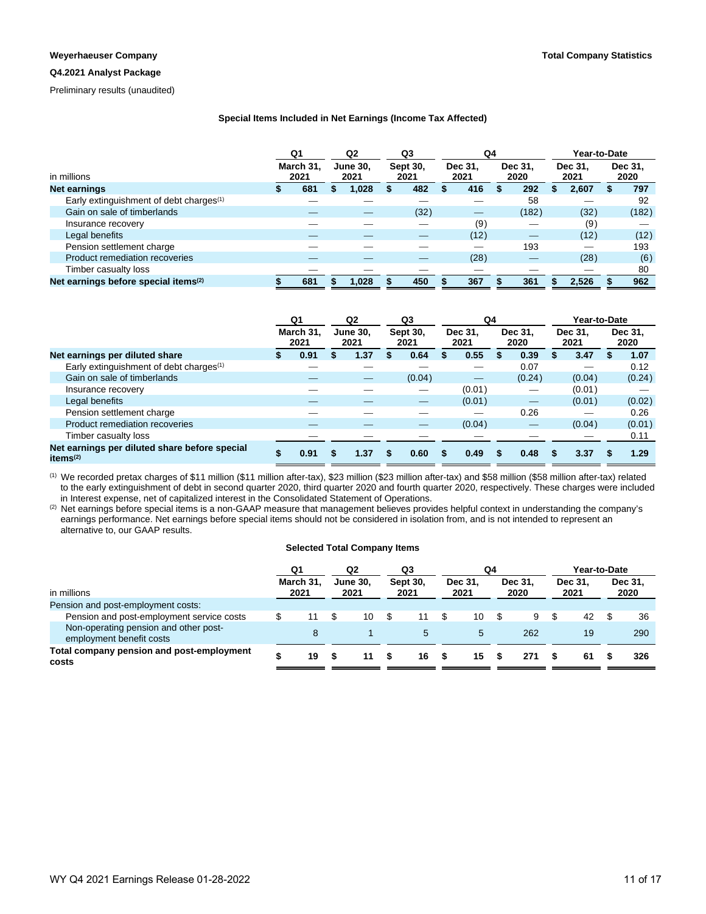**Weyerhaeuser Company**

**Q4.2021 Analyst Package**

Preliminary results (unaudited)

**Total Company Statistics**

### Special Items Included in Net Earnings (Income Tax Affected)

| | Q1 | Q2 | Q3 | Q4 | | Year-to-Date | |
|---|---|---|---|---|---|---|---|
| in millions | March 31, 2021 | June 30, 2021 | Sept 30, 2021 | Dec 31, 2021 | Dec 31, 2020 | Dec 31, 2021 | Dec 31, 2020 |
| **Net earnings** | **$ 681** | **$ 1,028** | **$ 482** | **$ 416** | **$ 292** | **$ 2,607** | **$ 797** |
| Early extinguishment of debt charges[1] | — | — | — | — | 58 | — | 92 |
| Gain on sale of timberlands | — | — | (32) | — | (182) | (32) | (182) |
| Insurance recovery | — | — | — | (9) | — | (9) | — |
| Legal benefits | — | — | — | (12) | — | (12) | (12) |
| Pension settlement charge | — | — | — | — | 193 | — | 193 |
| Product remediation recoveries | — | — | — | (28) | — | (28) | (6) |
| Timber casualty loss | — | — | — | — | — | — | 80 |
| **Net earnings before special items[2]** | **$ 681** | **$ 1,028** | **$ 450** | **$ 367** | **$ 361** | **$ 2,526** | **$ 962** |

| | Q1 | Q2 | Q3 | Q4 | | Year-to-Date | |
|---|---|---|---|---|---|---|---|
| | March 31, 2021 | June 30, 2021 | Sept 30, 2021 | Dec 31, 2021 | Dec 31, 2020 | Dec 31, 2021 | Dec 31, 2020 |
| **Net earnings per diluted share** | **$ 0.91** | **$ 1.37** | **$ 0.64** | **$ 0.55** | **$ 0.39** | **$ 3.47** | **$ 1.07** |
| Early extinguishment of debt charges[1] | — | — | — | — | 0.07 | — | 0.12 |
| Gain on sale of timberlands | — | — | (0.04) | — | (0.24) | (0.04) | (0.24) |
| Insurance recovery | — | — | — | (0.01) | — | (0.01) | — |
| Legal benefits | — | — | — | (0.01) | — | (0.01) | (0.02) |
| Pension settlement charge | — | — | — | — | 0.26 | — | 0.26 |
| Product remediation recoveries | — | — | — | (0.04) | — | (0.04) | (0.01) |
| Timber casualty loss | — | — | — | — | — | — | 0.11 |
| **Net earnings per diluted share before special items[2]** | **$ 0.91** | **$ 1.37** | **$ 0.60** | **$ 0.49** | **$ 0.48** | **$ 3.37** | **$ 1.29** |

[1] We recorded pretax charges of $11 million ($11 million after-tax), $23 million ($23 million after-tax) and $58 million ($58 million after-tax) related to the early extinguishment of debt in second quarter 2020, third quarter 2020 and fourth quarter 2020, respectively. These charges were included in Interest expense, net of capitalized interest in the Consolidated Statement of Operations.

[2] Net earnings before special items is a non-GAAP measure that management believes provides helpful context in understanding the company's earnings performance. Net earnings before special items should not be considered in isolation from, and is not intended to represent an alternative to, our GAAP results.

### Selected Total Company Items

| | Q1 | Q2 | Q3 | Q4 | | Year-to-Date | |
|---|---|---|---|---|---|---|---|
| in millions | March 31, 2021 | June 30, 2021 | Sept 30, 2021 | Dec 31, 2021 | Dec 31, 2020 | Dec 31, 2021 | Dec 31, 2020 |
| Pension and post-employment costs: | | | | | | | |
| Pension and post-employment service costs | $ 11 | $ 10 | $ 11 | $ 10 | $ 9 | $ 42 | $ 36 |
| Non-operating pension and other post-employment benefit costs | 8 | 1 | 5 | 5 | 262 | 19 | 290 |
| **Total company pension and post-employment costs** | **$ 19** | **$ 11** | **$ 16** | **$ 15** | **$ 271** | **$ 61** | **$ 326** |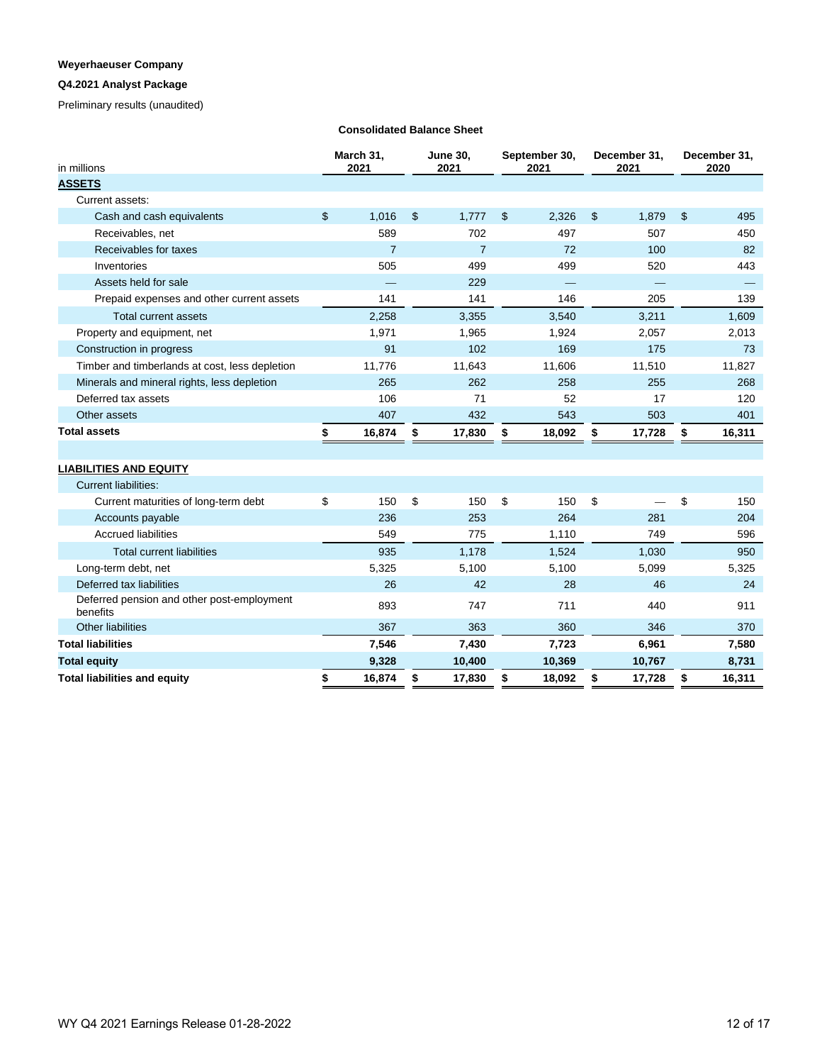**Weyerhaeuser Company**

**Q4.2021 Analyst Package**

Preliminary results (unaudited)

**Consolidated Balance Sheet**

| in millions | March 31, 2021 | June 30, 2021 | September 30, 2021 | December 31, 2021 | December 31, 2020 |
|---|---|---|---|---|---|
| **ASSETS** | | | | | |
| Current assets: | | | | | |
| Cash and cash equivalents | $ 1,016 | $ 1,777 | $ 2,326 | $ 1,879 | $ 495 |
| Receivables, net | 589 | 702 | 497 | 507 | 450 |
| Receivables for taxes | 7 | 7 | 72 | 100 | 82 |
| Inventories | 505 | 499 | 499 | 520 | 443 |
| Assets held for sale | — | 229 | — | — | — |
| Prepaid expenses and other current assets | 141 | 141 | 146 | 205 | 139 |
| Total current assets | 2,258 | 3,355 | 3,540 | 3,211 | 1,609 |
| Property and equipment, net | 1,971 | 1,965 | 1,924 | 2,057 | 2,013 |
| Construction in progress | 91 | 102 | 169 | 175 | 73 |
| Timber and timberlands at cost, less depletion | 11,776 | 11,643 | 11,606 | 11,510 | 11,827 |
| Minerals and mineral rights, less depletion | 265 | 262 | 258 | 255 | 268 |
| Deferred tax assets | 106 | 71 | 52 | 17 | 120 |
| Other assets | 407 | 432 | 543 | 503 | 401 |
| **Total assets** | **$ 16,874** | **$ 17,830** | **$ 18,092** | **$ 17,728** | **$ 16,311** |
| | | | | | |
| **LIABILITIES AND EQUITY** | | | | | |
| Current liabilities: | | | | | |
| Current maturities of long-term debt | $ 150 | $ 150 | $ 150 | $ — | $ 150 |
| Accounts payable | 236 | 253 | 264 | 281 | 204 |
| Accrued liabilities | 549 | 775 | 1,110 | 749 | 596 |
| Total current liabilities | 935 | 1,178 | 1,524 | 1,030 | 950 |
| Long-term debt, net | 5,325 | 5,100 | 5,100 | 5,099 | 5,325 |
| Deferred tax liabilities | 26 | 42 | 28 | 46 | 24 |
| Deferred pension and other post-employment benefits | 893 | 747 | 711 | 440 | 911 |
| Other liabilities | 367 | 363 | 360 | 346 | 370 |
| **Total liabilities** | **7,546** | **7,430** | **7,723** | **6,961** | **7,580** |
| **Total equity** | **9,328** | **10,400** | **10,369** | **10,767** | **8,731** |
| **Total liabilities and equity** | **$ 16,874** | **$ 17,830** | **$ 18,092** | **$ 17,728** | **$ 16,311** |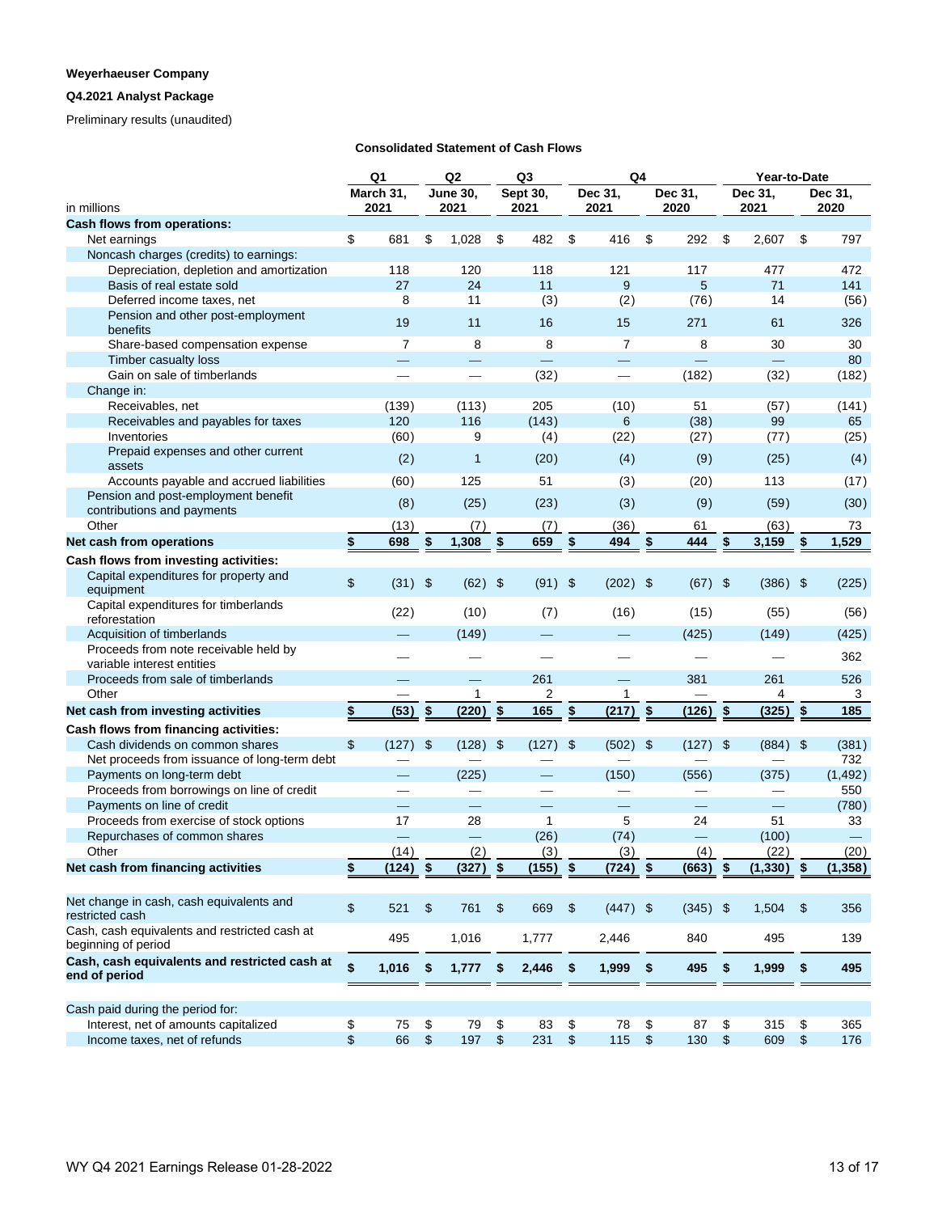**Weyerhaeuser Company**

**Q4.2021 Analyst Package**

Preliminary results (unaudited)

**Consolidated Statement of Cash Flows**

| in millions | Q1 March 31, 2021 | Q2 June 30, 2021 | Q3 Sept 30, 2021 | Q4 Dec 31, 2021 | Q4 Dec 31, 2020 | Year-to-Date Dec 31, 2021 | Year-to-Date Dec 31, 2020 |
|---|---|---|---|---|---|---|---|
| **Cash flows from operations:** | | | | | | | |
| Net earnings | $ 681 | $ 1,028 | $ 482 | $ 416 | $ 292 | $ 2,607 | $ 797 |
| Noncash charges (credits) to earnings: | | | | | | | |
| Depreciation, depletion and amortization | 118 | 120 | 118 | 121 | 117 | 477 | 472 |
| Basis of real estate sold | 27 | 24 | 11 | 9 | 5 | 71 | 141 |
| Deferred income taxes, net | 8 | 11 | (3) | (2) | (76) | 14 | (56) |
| Pension and other post-employment benefits | 19 | 11 | 16 | 15 | 271 | 61 | 326 |
| Share-based compensation expense | 7 | 8 | 8 | 7 | 8 | 30 | 30 |
| Timber casualty loss | — | — | — | — | — | — | 80 |
| Gain on sale of timberlands | — | — | (32) | — | (182) | (32) | (182) |
| Change in: | | | | | | | |
| Receivables, net | (139) | (113) | 205 | (10) | 51 | (57) | (141) |
| Receivables and payables for taxes | 120 | 116 | (143) | 6 | (38) | 99 | 65 |
| Inventories | (60) | 9 | (4) | (22) | (27) | (77) | (25) |
| Prepaid expenses and other current assets | (2) | 1 | (20) | (4) | (9) | (25) | (4) |
| Accounts payable and accrued liabilities | (60) | 125 | 51 | (3) | (20) | 113 | (17) |
| Pension and post-employment benefit contributions and payments | (8) | (25) | (23) | (3) | (9) | (59) | (30) |
| Other | (13) | (7) | (7) | (36) | 61 | (63) | 73 |
| **Net cash from operations** | **$ 698** | **$ 1,308** | **$ 659** | **$ 494** | **$ 444** | **$ 3,159** | **$ 1,529** |
| **Cash flows from investing activities:** | | | | | | | |
| Capital expenditures for property and equipment | $ (31) | $ (62) | $ (91) | $ (202) | $ (67) | $ (386) | $ (225) |
| Capital expenditures for timberlands reforestation | (22) | (10) | (7) | (16) | (15) | (55) | (56) |
| Acquisition of timberlands | — | (149) | — | — | (425) | (149) | (425) |
| Proceeds from note receivable held by variable interest entities | — | — | — | — | — | — | 362 |
| Proceeds from sale of timberlands | — | — | 261 | — | 381 | 261 | 526 |
| Other | — | 1 | 2 | 1 | — | 4 | 3 |
| **Net cash from investing activities** | **$ (53)** | **$ (220)** | **$ 165** | **$ (217)** | **$ (126)** | **$ (325)** | **$ 185** |
| **Cash flows from financing activities:** | | | | | | | |
| Cash dividends on common shares | $ (127) | $ (128) | $ (127) | $ (502) | $ (127) | $ (884) | $ (381) |
| Net proceeds from issuance of long-term debt | — | — | — | — | — | — | 732 |
| Payments on long-term debt | — | (225) | — | (150) | (556) | (375) | (1,492) |
| Proceeds from borrowings on line of credit | — | — | — | — | — | — | 550 |
| Payments on line of credit | — | — | — | — | — | — | (780) |
| Proceeds from exercise of stock options | 17 | 28 | 1 | 5 | 24 | 51 | 33 |
| Repurchases of common shares | — | — | (26) | (74) | — | (100) | — |
| Other | (14) | (2) | (3) | (3) | (4) | (22) | (20) |
| **Net cash from financing activities** | **$ (124)** | **$ (327)** | **$ (155)** | **$ (724)** | **$ (663)** | **$ (1,330)** | **$ (1,358)** |
| Net change in cash, cash equivalents and restricted cash | $ 521 | $ 761 | $ 669 | $ (447) | $ (345) | $ 1,504 | $ 356 |
| Cash, cash equivalents and restricted cash at beginning of period | 495 | 1,016 | 1,777 | 2,446 | 840 | 495 | 139 |
| **Cash, cash equivalents and restricted cash at end of period** | **$ 1,016** | **$ 1,777** | **$ 2,446** | **$ 1,999** | **$ 495** | **$ 1,999** | **$ 495** |
| Cash paid during the period for: | | | | | | | |
| Interest, net of amounts capitalized | $ 75 | $ 79 | $ 83 | $ 78 | $ 87 | $ 315 | $ 365 |
| Income taxes, net of refunds | $ 66 | $ 197 | $ 231 | $ 115 | $ 130 | $ 609 | $ 176 |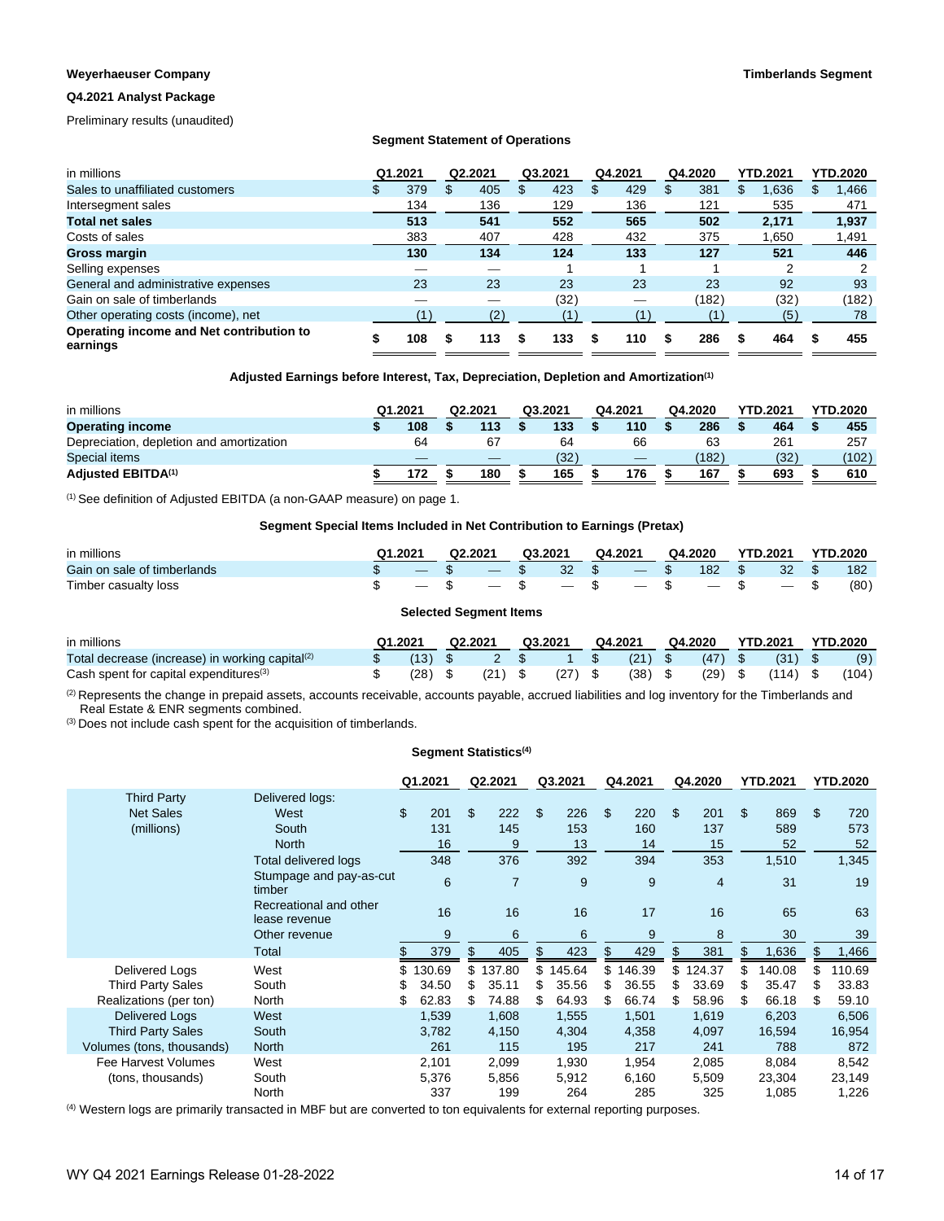**Weyerhaeuser Company** | **Timberlands Segment**

**Q4.2021 Analyst Package**

Preliminary results (unaudited)

### Segment Statement of Operations

| in millions | Q1.2021 | Q2.2021 | Q3.2021 | Q4.2021 | Q4.2020 | YTD.2021 | YTD.2020 |
|---|---|---|---|---|---|---|---|
| Sales to unaffiliated customers | $ 379 | $ 405 | $ 423 | $ 429 | $ 381 | $ 1,636 | $ 1,466 |
| Intersegment sales | 134 | 136 | 129 | 136 | 121 | 535 | 471 |
| **Total net sales** | **513** | **541** | **552** | **565** | **502** | **2,171** | **1,937** |
| Costs of sales | 383 | 407 | 428 | 432 | 375 | 1,650 | 1,491 |
| **Gross margin** | **130** | **134** | **124** | **133** | **127** | **521** | **446** |
| Selling expenses | — | — | 1 | 1 | 1 | 2 | 2 |
| General and administrative expenses | 23 | 23 | 23 | 23 | 23 | 92 | 93 |
| Gain on sale of timberlands | — | — | (32) | — | (182) | (32) | (182) |
| Other operating costs (income), net | (1) | (2) | (1) | (1) | (1) | (5) | 78 |
| **Operating income and Net contribution to earnings** | **$ 108** | **$ 113** | **$ 133** | **$ 110** | **$ 286** | **$ 464** | **$ 455** |

### Adjusted Earnings before Interest, Tax, Depreciation, Depletion and Amortization[1]

| in millions | Q1.2021 | Q2.2021 | Q3.2021 | Q4.2021 | Q4.2020 | YTD.2021 | YTD.2020 |
|---|---|---|---|---|---|---|---|
| **Operating income** | **$ 108** | **$ 113** | **$ 133** | **$ 110** | **$ 286** | **$ 464** | **$ 455** |
| Depreciation, depletion and amortization | 64 | 67 | 64 | 66 | 63 | 261 | 257 |
| Special items | — | — | (32) | — | (182) | (32) | (102) |
| **Adjusted EBITDA[1]** | **$ 172** | **$ 180** | **$ 165** | **$ 176** | **$ 167** | **$ 693** | **$ 610** |

[1] See definition of Adjusted EBITDA (a non-GAAP measure) on page 1.

### Segment Special Items Included in Net Contribution to Earnings (Pretax)

| in millions | Q1.2021 | Q2.2021 | Q3.2021 | Q4.2021 | Q4.2020 | YTD.2021 | YTD.2020 |
|---|---|---|---|---|---|---|---|
| Gain on sale of timberlands | $ — | $ — | $ 32 | $ — | $ 182 | $ 32 | $ 182 |
| Timber casualty loss | $ — | $ — | $ — | $ — | $ — | $ — | $ (80) |

### Selected Segment Items

| in millions | Q1.2021 | Q2.2021 | Q3.2021 | Q4.2021 | Q4.2020 | YTD.2021 | YTD.2020 |
|---|---|---|---|---|---|---|---|
| Total decrease (increase) in working capital[2] | $ (13) | $ 2 | $ 1 | $ (21) | $ (47) | $ (31) | $ (9) |
| Cash spent for capital expenditures[3] | $ (28) | $ (21) | $ (27) | $ (38) | $ (29) | $ (114) | $ (104) |

[2] Represents the change in prepaid assets, accounts receivable, accounts payable, accrued liabilities and log inventory for the Timberlands and Real Estate & ENR segments combined.

[3] Does not include cash spent for the acquisition of timberlands.

### Segment Statistics[4]

| | | Q1.2021 | Q2.2021 | Q3.2021 | Q4.2021 | Q4.2020 | YTD.2021 | YTD.2020 |
|---|---|---|---|---|---|---|---|---|
| Third Party Net Sales (millions) | Delivered logs: | | | | | | | |
| | West | $ 201 | $ 222 | $ 226 | $ 220 | $ 201 | $ 869 | $ 720 |
| | South | 131 | 145 | 153 | 160 | 137 | 589 | 573 |
| | North | 16 | 9 | 13 | 14 | 15 | 52 | 52 |
| | Total delivered logs | 348 | 376 | 392 | 394 | 353 | 1,510 | 1,345 |
| | Stumpage and pay-as-cut timber | 6 | 7 | 9 | 9 | 4 | 31 | 19 |
| | Recreational and other lease revenue | 16 | 16 | 16 | 17 | 16 | 65 | 63 |
| | Other revenue | 9 | 6 | 6 | 9 | 8 | 30 | 39 |
| | Total | $ 379 | $ 405 | $ 423 | $ 429 | $ 381 | $ 1,636 | $ 1,466 |
| Delivered Logs Third Party Sales Realizations (per ton) | West | $ 130.69 | $ 137.80 | $ 145.64 | $ 146.39 | $ 124.37 | $ 140.08 | $ 110.69 |
| | South | $ 34.50 | $ 35.11 | $ 35.56 | $ 36.55 | $ 33.69 | $ 35.47 | $ 33.83 |
| | North | $ 62.83 | $ 74.88 | $ 64.93 | $ 66.74 | $ 58.96 | $ 66.18 | $ 59.10 |
| Delivered Logs Third Party Sales Volumes (tons, thousands) | West | 1,539 | 1,608 | 1,555 | 1,501 | 1,619 | 6,203 | 6,506 |
| | South | 3,782 | 4,150 | 4,304 | 4,358 | 4,097 | 16,594 | 16,954 |
| | North | 261 | 115 | 195 | 217 | 241 | 788 | 872 |
| Fee Harvest Volumes (tons, thousands) | West | 2,101 | 2,099 | 1,930 | 1,954 | 2,085 | 8,084 | 8,542 |
| | South | 5,376 | 5,856 | 5,912 | 6,160 | 5,509 | 23,304 | 23,149 |
| | North | 337 | 199 | 264 | 285 | 325 | 1,085 | 1,226 |

[4] Western logs are primarily transacted in MBF but are converted to ton equivalents for external reporting purposes.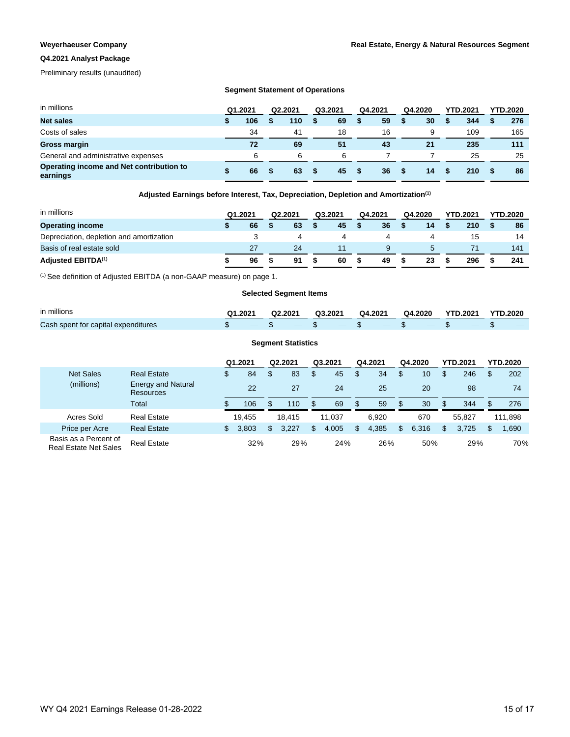**Weyerhaeuser Company**

**Real Estate, Energy & Natural Resources Segment**

**Q4.2021 Analyst Package**

Preliminary results (unaudited)

### Segment Statement of Operations

| in millions | Q1.2021 | Q2.2021 | Q3.2021 | Q4.2021 | Q4.2020 | YTD.2021 | YTD.2020 |
|---|---|---|---|---|---|---|---|
| **Net sales** | **$ 106** | **$ 110** | **$ 69** | **$ 59** | **$ 30** | **$ 344** | **$ 276** |
| Costs of sales | 34 | 41 | 18 | 16 | 9 | 109 | 165 |
| **Gross margin** | **72** | **69** | **51** | **43** | **21** | **235** | **111** |
| General and administrative expenses | 6 | 6 | 6 | 7 | 7 | 25 | 25 |
| **Operating income and Net contribution to earnings** | **$ 66** | **$ 63** | **$ 45** | **$ 36** | **$ 14** | **$ 210** | **$ 86** |

### Adjusted Earnings before Interest, Tax, Depreciation, Depletion and Amortization[(1)]

| in millions | Q1.2021 | Q2.2021 | Q3.2021 | Q4.2021 | Q4.2020 | YTD.2021 | YTD.2020 |
|---|---|---|---|---|---|---|---|
| **Operating income** | **$ 66** | **$ 63** | **$ 45** | **$ 36** | **$ 14** | **$ 210** | **$ 86** |
| Depreciation, depletion and amortization | 3 | 4 | 4 | 4 | 4 | 15 | 14 |
| Basis of real estate sold | 27 | 24 | 11 | 9 | 5 | 71 | 141 |
| **Adjusted EBITDA[(1)]** | **$ 96** | **$ 91** | **$ 60** | **$ 49** | **$ 23** | **$ 296** | **$ 241** |

[(1)] See definition of Adjusted EBITDA (a non-GAAP measure) on page 1.

### Selected Segment Items

| in millions | Q1.2021 | Q2.2021 | Q3.2021 | Q4.2021 | Q4.2020 | YTD.2021 | YTD.2020 |
|---|---|---|---|---|---|---|---|
| Cash spent for capital expenditures | $ — | $ — | $ — | $ — | $ — | $ — | $ — |

### Segment Statistics

| | | Q1.2021 | Q2.2021 | Q3.2021 | Q4.2021 | Q4.2020 | YTD.2021 | YTD.2020 |
|---|---|---|---|---|---|---|---|---|
| Net Sales (millions) | Real Estate | $ 84 | $ 83 | $ 45 | $ 34 | $ 10 | $ 246 | $ 202 |
| | Energy and Natural Resources | 22 | 27 | 24 | 25 | 20 | 98 | 74 |
| | Total | $ 106 | $ 110 | $ 69 | $ 59 | $ 30 | $ 344 | $ 276 |
| Acres Sold | Real Estate | 19,455 | 18,415 | 11,037 | 6,920 | 670 | 55,827 | 111,898 |
| Price per Acre | Real Estate | $ 3,803 | $ 3,227 | $ 4,005 | $ 4,385 | $ 6,316 | $ 3,725 | $ 1,690 |
| Basis as a Percent of Real Estate Net Sales | Real Estate | 32% | 29% | 24% | 26% | 50% | 29% | 70% |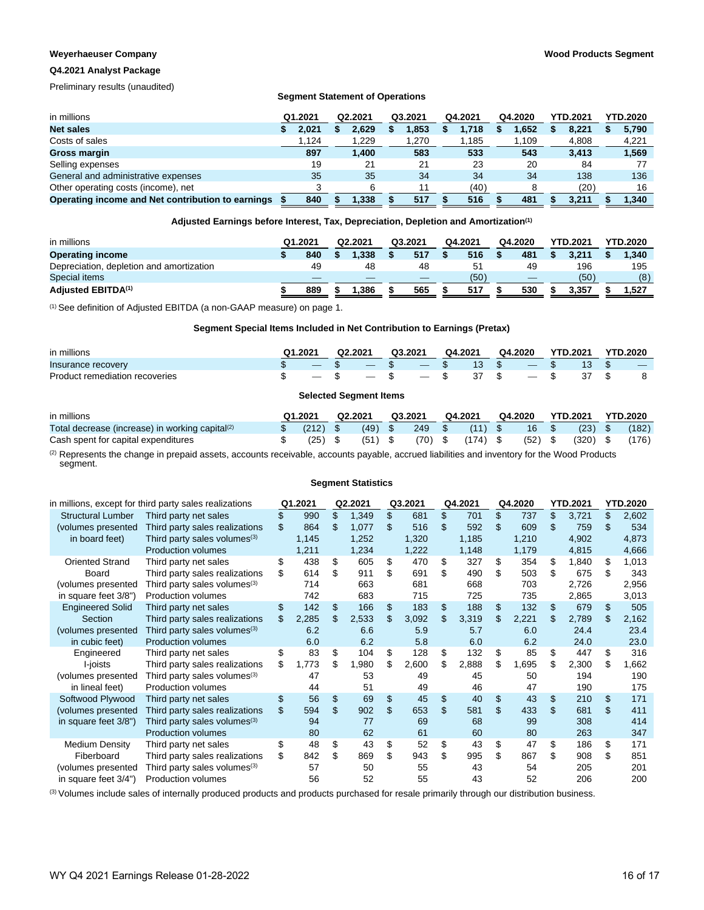**Weyerhaeuser Company** | **Wood Products Segment**

**Q4.2021 Analyst Package**

Preliminary results (unaudited)

### Segment Statement of Operations

| in millions | Q1.2021 | Q2.2021 | Q3.2021 | Q4.2021 | Q4.2020 | YTD.2021 | YTD.2020 |
|---|---|---|---|---|---|---|---|
| **Net sales** | $ 2,021 | $ 2,629 | $ 1,853 | $ 1,718 | $ 1,652 | $ 8,221 | $ 5,790 |
| Costs of sales | 1,124 | 1,229 | 1,270 | 1,185 | 1,109 | 4,808 | 4,221 |
| **Gross margin** | 897 | 1,400 | 583 | 533 | 543 | 3,413 | 1,569 |
| Selling expenses | 19 | 21 | 21 | 23 | 20 | 84 | 77 |
| General and administrative expenses | 35 | 35 | 34 | 34 | 34 | 138 | 136 |
| Other operating costs (income), net | 3 | 6 | 11 | (40) | 8 | (20) | 16 |
| **Operating income and Net contribution to earnings** | $ 840 | $ 1,338 | $ 517 | $ 516 | $ 481 | $ 3,211 | $ 1,340 |

### Adjusted Earnings before Interest, Tax, Depreciation, Depletion and Amortization[1]

| in millions | Q1.2021 | Q2.2021 | Q3.2021 | Q4.2021 | Q4.2020 | YTD.2021 | YTD.2020 |
|---|---|---|---|---|---|---|---|
| **Operating income** | $ 840 | $ 1,338 | $ 517 | $ 516 | $ 481 | $ 3,211 | $ 1,340 |
| Depreciation, depletion and amortization | 49 | 48 | 48 | 51 | 49 | 196 | 195 |
| Special items | — | — | — | (50) | — | (50) | (8) |
| **Adjusted EBITDA[1]** | $ 889 | $ 1,386 | $ 565 | $ 517 | $ 530 | $ 3,357 | $ 1,527 |

[1] See definition of Adjusted EBITDA (a non-GAAP measure) on page 1.

### Segment Special Items Included in Net Contribution to Earnings (Pretax)

| in millions | Q1.2021 | Q2.2021 | Q3.2021 | Q4.2021 | Q4.2020 | YTD.2021 | YTD.2020 |
|---|---|---|---|---|---|---|---|
| Insurance recovery | $ — | $ — | $ — | $ 13 | $ — | $ 13 | $ — |
| Product remediation recoveries | $ — | $ — | $ — | $ 37 | $ — | $ 37 | $ 8 |

### Selected Segment Items

| in millions | Q1.2021 | Q2.2021 | Q3.2021 | Q4.2021 | Q4.2020 | YTD.2021 | YTD.2020 |
|---|---|---|---|---|---|---|---|
| Total decrease (increase) in working capital[2] | $ (212) | $ (49) | $ 249 | $ (11) | $ 16 | $ (23) | $ (182) |
| Cash spent for capital expenditures | $ (25) | $ (51) | $ (70) | $ (174) | $ (52) | $ (320) | $ (176) |

[2] Represents the change in prepaid assets, accounts receivable, accounts payable, accrued liabilities and inventory for the Wood Products segment.

### Segment Statistics

| in millions, except for third party sales realizations | | Q1.2021 | Q2.2021 | Q3.2021 | Q4.2021 | Q4.2020 | YTD.2021 | YTD.2020 |
|---|---|---|---|---|---|---|---|---|
| Structural Lumber | Third party net sales | $ 990 | $ 1,349 | $ 681 | $ 701 | $ 737 | $ 3,721 | $ 2,602 |
| (volumes presented | Third party sales realizations | $ 864 | $ 1,077 | $ 516 | $ 592 | $ 609 | $ 759 | $ 534 |
| in board feet) | Third party sales volumes[3] | 1,145 | 1,252 | 1,320 | 1,185 | 1,210 | 4,902 | 4,873 |
| | Production volumes | 1,211 | 1,234 | 1,222 | 1,148 | 1,179 | 4,815 | 4,666 |
| Oriented Strand | Third party net sales | $ 438 | $ 605 | $ 470 | $ 327 | $ 354 | $ 1,840 | $ 1,013 |
| Board | Third party sales realizations | $ 614 | $ 911 | $ 691 | $ 490 | $ 503 | $ 675 | $ 343 |
| (volumes presented | Third party sales volumes[3] | 714 | 663 | 681 | 668 | 703 | 2,726 | 2,956 |
| in square feet 3/8") | Production volumes | 742 | 683 | 715 | 725 | 735 | 2,865 | 3,013 |
| Engineered Solid | Third party net sales | $ 142 | $ 166 | $ 183 | $ 188 | $ 132 | $ 679 | $ 505 |
| Section | Third party sales realizations | $ 2,285 | $ 2,533 | $ 3,092 | $ 3,319 | $ 2,221 | $ 2,789 | $ 2,162 |
| (volumes presented | Third party sales volumes[3] | 6.2 | 6.6 | 5.9 | 5.7 | 6.0 | 24.4 | 23.4 |
| in cubic feet) | Production volumes | 6.0 | 6.2 | 5.8 | 6.0 | 6.2 | 24.0 | 23.0 |
| Engineered | Third party net sales | $ 83 | $ 104 | $ 128 | $ 132 | $ 85 | $ 447 | $ 316 |
| I-joists | Third party sales realizations | $ 1,773 | $ 1,980 | $ 2,600 | $ 2,888 | $ 1,695 | $ 2,300 | $ 1,662 |
| (volumes presented | Third party sales volumes[3] | 47 | 53 | 49 | 45 | 50 | 194 | 190 |
| in lineal feet) | Production volumes | 44 | 51 | 49 | 46 | 47 | 190 | 175 |
| Softwood Plywood | Third party net sales | $ 56 | $ 69 | $ 45 | $ 40 | $ 43 | $ 210 | $ 171 |
| (volumes presented | Third party sales realizations | $ 594 | $ 902 | $ 653 | $ 581 | $ 433 | $ 681 | $ 411 |
| in square feet 3/8") | Third party sales volumes[3] | 94 | 77 | 69 | 68 | 99 | 308 | 414 |
| | Production volumes | 80 | 62 | 61 | 60 | 80 | 263 | 347 |
| Medium Density | Third party net sales | $ 48 | $ 43 | $ 52 | $ 43 | $ 47 | $ 186 | $ 171 |
| Fiberboard | Third party sales realizations | $ 842 | $ 869 | $ 943 | $ 995 | $ 867 | $ 908 | $ 851 |
| (volumes presented | Third party sales volumes[3] | 57 | 50 | 55 | 43 | 54 | 205 | 201 |
| in square feet 3/4") | Production volumes | 56 | 52 | 55 | 43 | 52 | 206 | 200 |

[3] Volumes include sales of internally produced products and products purchased for resale primarily through our distribution business.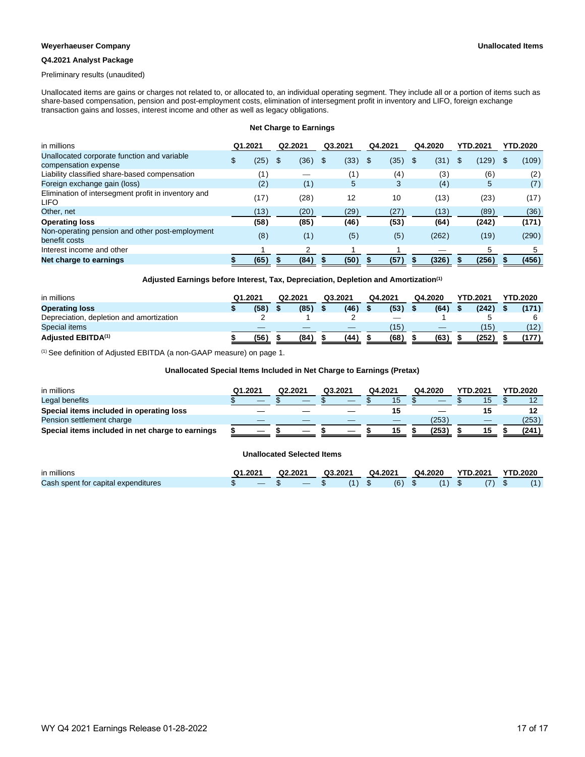**Weyerhaeuser Company** **Unallocated Items**

**Q4.2021 Analyst Package**

Preliminary results (unaudited)

Unallocated items are gains or charges not related to, or allocated to, an individual operating segment. They include all or a portion of items such as share-based compensation, pension and post-employment costs, elimination of intersegment profit in inventory and LIFO, foreign exchange transaction gains and losses, interest income and other as well as legacy obligations.

**Net Charge to Earnings**

| in millions | Q1.2021 | Q2.2021 | Q3.2021 | Q4.2021 | Q4.2020 | YTD.2021 | YTD.2020 |
|---|---|---|---|---|---|---|---|
| Unallocated corporate function and variable compensation expense | $ (25) | $ (36) | $ (33) | $ (35) | $ (31) | $ (129) | $ (109) |
| Liability classified share-based compensation | (1) | — | (1) | (4) | (3) | (6) | (2) |
| Foreign exchange gain (loss) | (2) | (1) | 5 | 3 | (4) | 5 | (7) |
| Elimination of intersegment profit in inventory and LIFO | (17) | (28) | 12 | 10 | (13) | (23) | (17) |
| Other, net | (13) | (20) | (29) | (27) | (13) | (89) | (36) |
| **Operating loss** | **(58)** | **(85)** | **(46)** | **(53)** | **(64)** | **(242)** | **(171)** |
| Non-operating pension and other post-employment benefit costs | (8) | (1) | (5) | (5) | (262) | (19) | (290) |
| Interest income and other | 1 | 2 | 1 | 1 | — | 5 | 5 |
| **Net charge to earnings** | **$ (65)** | **$ (84)** | **$ (50)** | **$ (57)** | **$ (326)** | **$ (256)** | **$ (456)** |

**Adjusted Earnings before Interest, Tax, Depreciation, Depletion and Amortization[(1)]**

| in millions | Q1.2021 | Q2.2021 | Q3.2021 | Q4.2021 | Q4.2020 | YTD.2021 | YTD.2020 |
|---|---|---|---|---|---|---|---|
| **Operating loss** | **$ (58)** | **$ (85)** | **$ (46)** | **$ (53)** | **$ (64)** | **$ (242)** | **$ (171)** |
| Depreciation, depletion and amortization | 2 | 1 | 2 | — | 1 | 5 | 6 |
| Special items | — | — | — | (15) | — | (15) | (12) |
| **Adjusted EBITDA[(1)]** | **$ (56)** | **$ (84)** | **$ (44)** | **$ (68)** | **$ (63)** | **$ (252)** | **$ (177)** |

[(1)] See definition of Adjusted EBITDA (a non-GAAP measure) on page 1.

**Unallocated Special Items Included in Net Charge to Earnings (Pretax)**

| in millions | Q1.2021 | Q2.2021 | Q3.2021 | Q4.2021 | Q4.2020 | YTD.2021 | YTD.2020 |
|---|---|---|---|---|---|---|---|
| Legal benefits | $ — | $ — | $ — | $ 15 | $ — | $ 15 | $ 12 |
| **Special items included in operating loss** | **—** | **—** | **—** | **15** | **—** | **15** | **12** |
| Pension settlement charge | — | — | — | — | (253) | — | (253) |
| **Special items included in net charge to earnings** | **$ —** | **$ —** | **$ —** | **$ 15** | **$ (253)** | **$ 15** | **$ (241)** |

**Unallocated Selected Items**

| in millions | Q1.2021 | Q2.2021 | Q3.2021 | Q4.2021 | Q4.2020 | YTD.2021 | YTD.2020 |
|---|---|---|---|---|---|---|---|
| Cash spent for capital expenditures | $ — | $ — | $ (1) | $ (6) | $ (1) | $ (7) | $ (1) |

WY Q4 2021 Earnings Release 01-28-2022